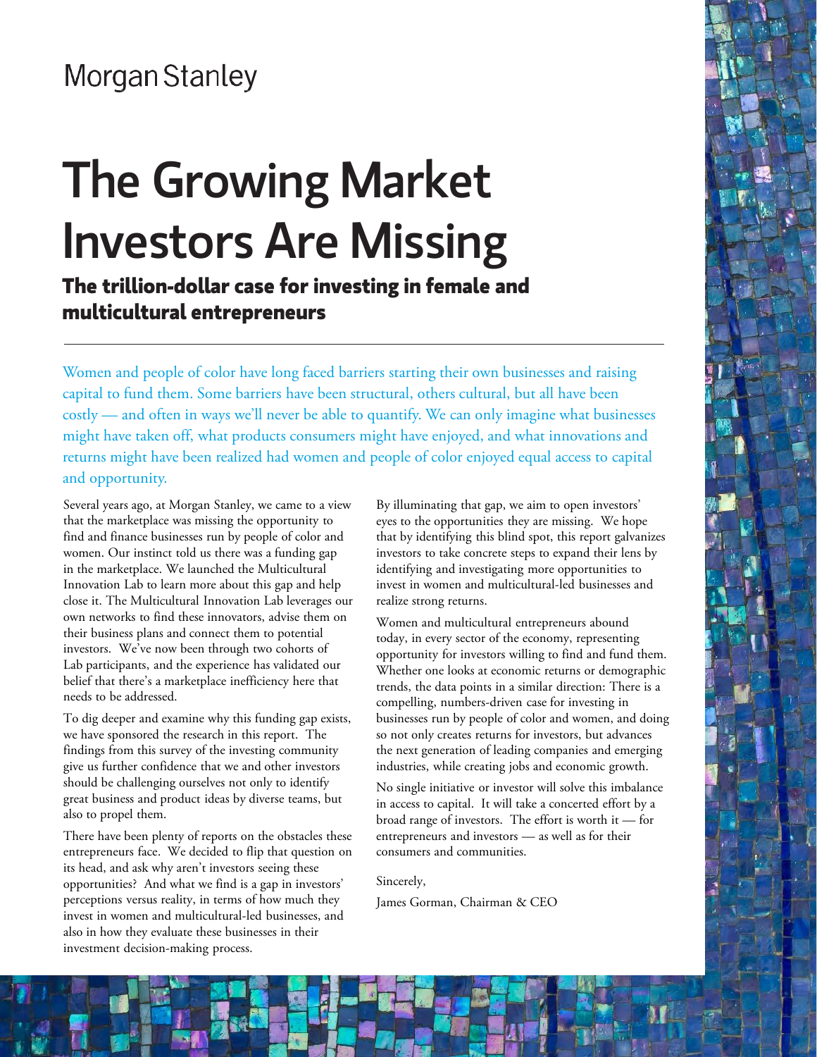Morgan Stanley

# The Growing Market Investors Are Missing

## The trillion-dollar case for investing in female and multicultural entrepreneurs

Women and people of color have long faced barriers starting their own businesses and raising capital to fund them. Some barriers have been structural, others cultural, but all have been costly — and often in ways we'll never be able to quantify. We can only imagine what businesses might have taken off, what products consumers might have enjoyed, and what innovations and returns might have been realized had women and people of color enjoyed equal access to capital and opportunity.

Several years ago, at Morgan Stanley, we came to a view that the marketplace was missing the opportunity to find and finance businesses run by people of color and women. Our instinct told us there was a funding gap in the marketplace. We launched the Multicultural Innovation Lab to learn more about this gap and help close it. The Multicultural Innovation Lab leverages our own networks to find these innovators, advise them on their business plans and connect them to potential investors. We've now been through two cohorts of Lab participants, and the experience has validated our belief that there's a marketplace inefficiency here that needs to be addressed.

To dig deeper and examine why this funding gap exists, we have sponsored the research in this report. The findings from this survey of the investing community give us further confidence that we and other investors should be challenging ourselves not only to identify great business and product ideas by diverse teams, but also to propel them.

There have been plenty of reports on the obstacles these entrepreneurs face. We decided to flip that question on its head, and ask why aren't investors seeing these opportunities? And what we find is a gap in investors' perceptions versus reality, in terms of how much they invest in women and multicultural-led businesses, and also in how they evaluate these businesses in their investment decision-making process.

By illuminating that gap, we aim to open investors' eyes to the opportunities they are missing. We hope that by identifying this blind spot, this report galvanizes investors to take concrete steps to expand their lens by identifying and investigating more opportunities to invest in women and multicultural-led businesses and realize strong returns.

Women and multicultural entrepreneurs abound today, in every sector of the economy, representing opportunity for investors willing to find and fund them. Whether one looks at economic returns or demographic trends, the data points in a similar direction: There is a compelling, numbers-driven case for investing in businesses run by people of color and women, and doing so not only creates returns for investors, but advances the next generation of leading companies and emerging industries, while creating jobs and economic growth.

No single initiative or investor will solve this imbalance in access to capital. It will take a concerted effort by a broad range of investors. The effort is worth it — for entrepreneurs and investors — as well as for their consumers and communities.

Sincerely,

James Gorman, Chairman & CEO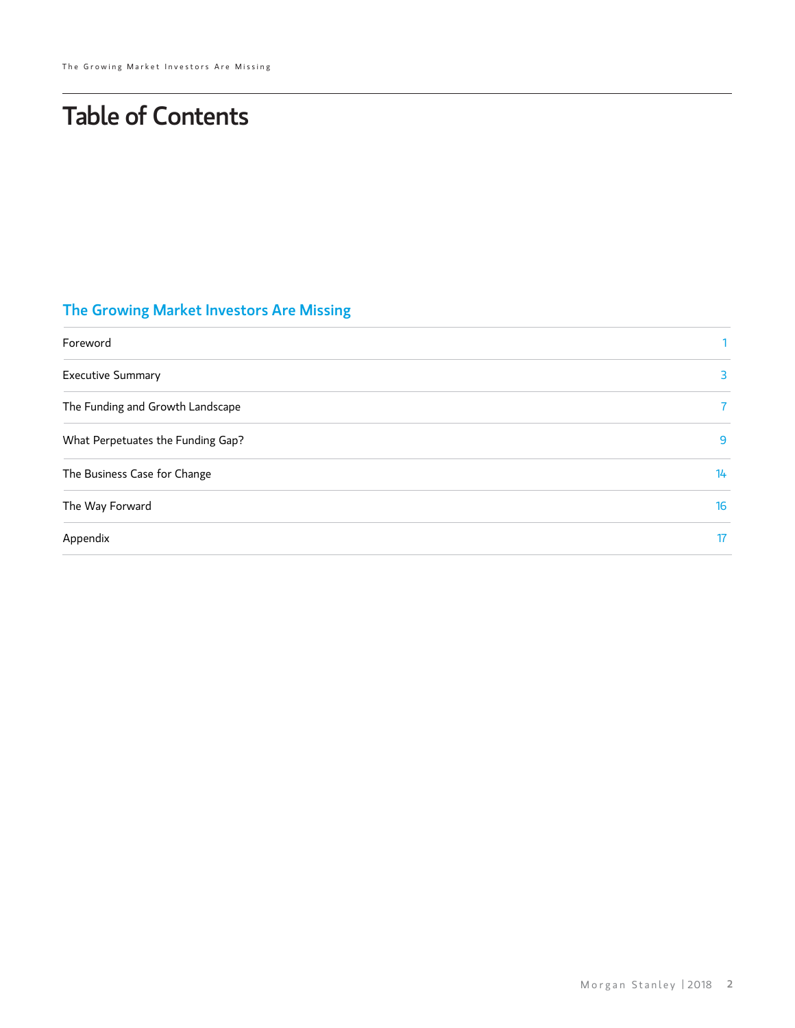# Table of Contents

## The Growing Market Investors Are Missing

| | |
|---|---|
| Foreword | 1 |
| Executive Summary | 3 |
| The Funding and Growth Landscape | 7 |
| What Perpetuates the Funding Gap? | 9 |
| The Business Case for Change | 14 |
| The Way Forward | 16 |
| Appendix | 17 |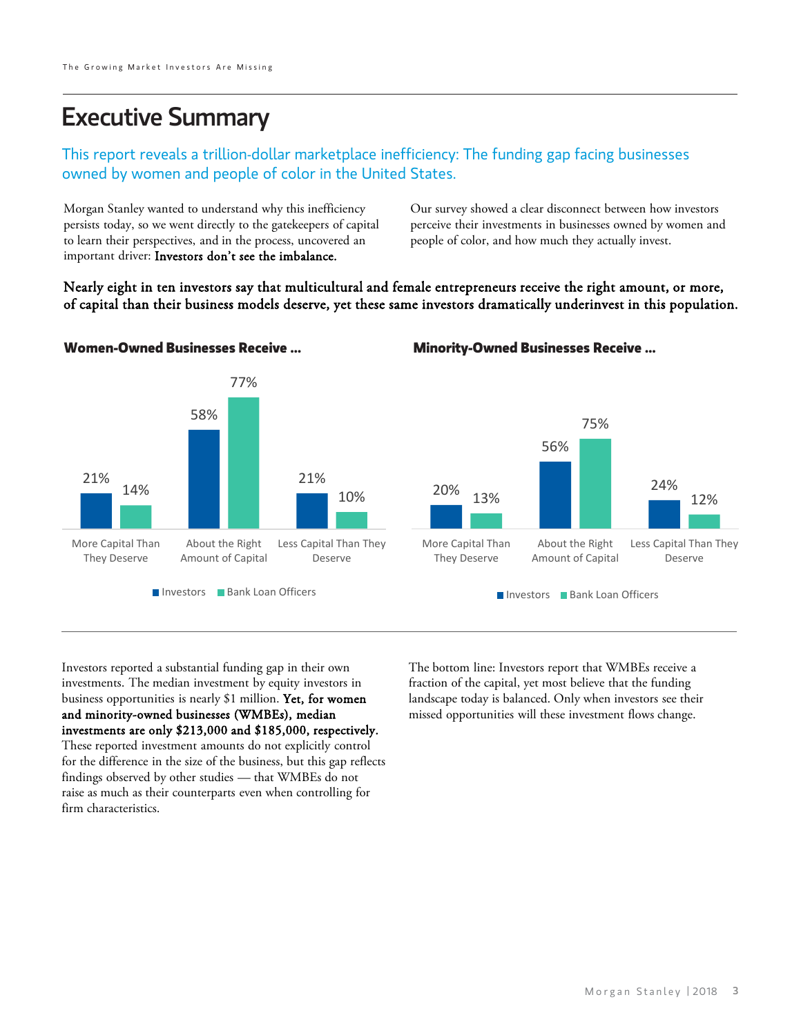# Executive Summary

This report reveals a trillion-dollar marketplace inefficiency: The funding gap facing businesses owned by women and people of color in the United States.

Morgan Stanley wanted to understand why this inefficiency persists today, so we went directly to the gatekeepers of capital to learn their perspectives, and in the process, uncovered an important driver: **Investors don't see the imbalance.**

Our survey showed a clear disconnect between how investors perceive their investments in businesses owned by women and people of color, and how much they actually invest.

**Nearly eight in ten investors say that multicultural and female entrepreneurs receive the right amount, or more, of capital than their business models deserve, yet these same investors dramatically underinvest in this population.**

### Women-Owned Businesses Receive ...

| | Investors | Bank Loan Officers |
|---|---|---|
| More Capital Than They Deserve | 21% | 14% |
| About the Right Amount of Capital | 58% | 77% |
| Less Capital Than They Deserve | 21% | 10% |

### Minority-Owned Businesses Receive ...

| | Investors | Bank Loan Officers |
|---|---|---|
| More Capital Than They Deserve | 20% | 13% |
| About the Right Amount of Capital | 56% | 75% |
| Less Capital Than They Deserve | 24% | 12% |

Investors reported a substantial funding gap in their own investments. The median investment by equity investors in business opportunities is nearly $1 million. **Yet, for women and minority-owned businesses (WMBEs), median investments are only $213,000 and $185,000, respectively.** These reported investment amounts do not explicitly control for the difference in the size of the business, but this gap reflects findings observed by other studies — that WMBEs do not raise as much as their counterparts even when controlling for firm characteristics.

The bottom line: Investors report that WMBEs receive a fraction of the capital, yet most believe that the funding landscape today is balanced. Only when investors see their missed opportunities will these investment flows change.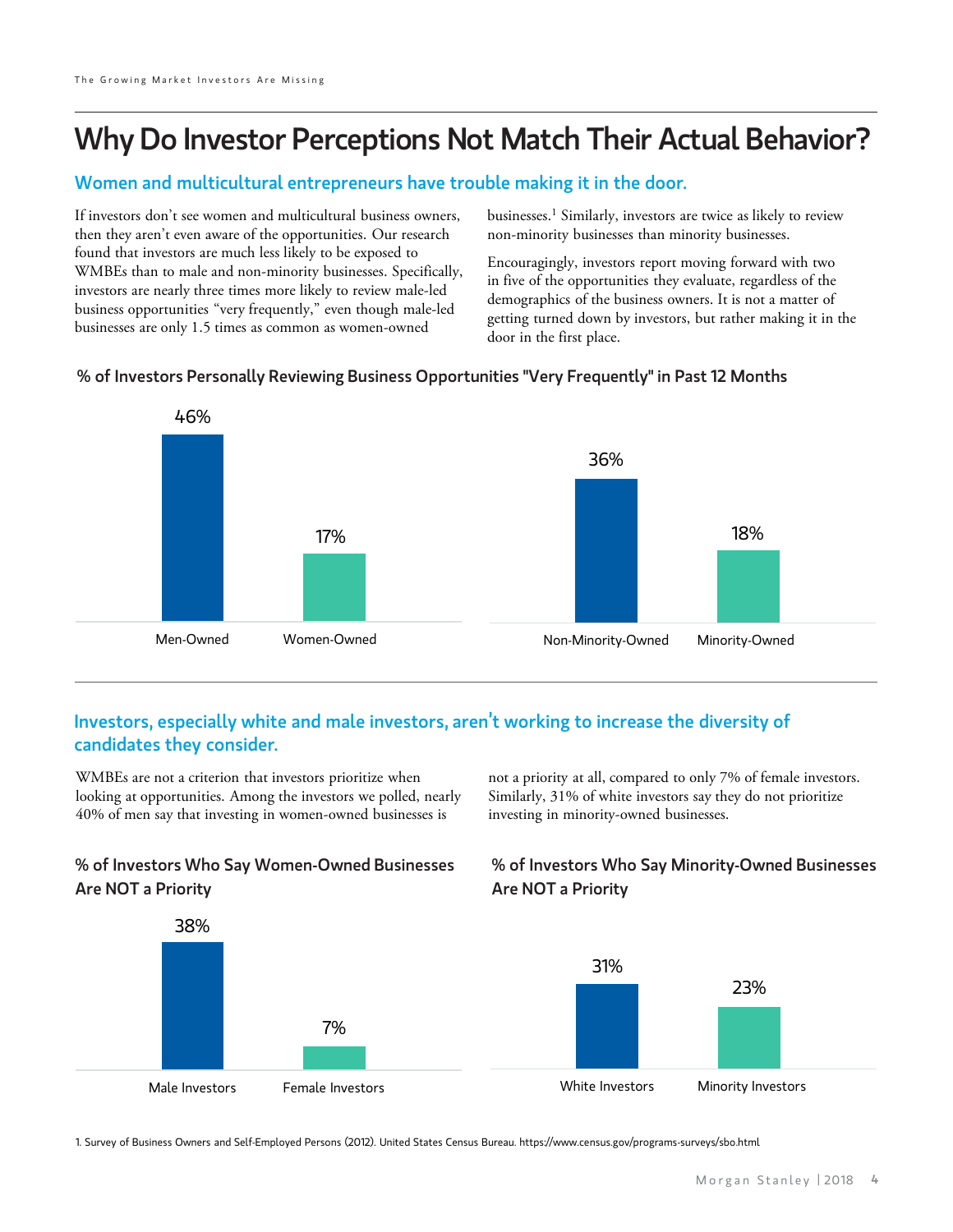# Why Do Investor Perceptions Not Match Their Actual Behavior?

## Women and multicultural entrepreneurs have trouble making it in the door.

If investors don't see women and multicultural business owners, then they aren't even aware of the opportunities. Our research found that investors are much less likely to be exposed to WMBEs than to male and non-minority businesses. Specifically, investors are nearly three times more likely to review male-led business opportunities "very frequently," even though male-led businesses are only 1.5 times as common as women-owned businesses.[1] Similarly, investors are twice as likely to review non-minority businesses than minority businesses.

Encouragingly, investors report moving forward with two in five of the opportunities they evaluate, regardless of the demographics of the business owners. It is not a matter of getting turned down by investors, but rather making it in the door in the first place.

### % of Investors Personally Reviewing Business Opportunities "Very Frequently" in Past 12 Months

| Men-Owned | Women-Owned |
| --- | --- |
| 46% | 17% |

| Non-Minority-Owned | Minority-Owned |
| --- | --- |
| 36% | 18% |

## Investors, especially white and male investors, aren't working to increase the diversity of candidates they consider.

WMBEs are not a criterion that investors prioritize when looking at opportunities. Among the investors we polled, nearly 40% of men say that investing in women-owned businesses is not a priority at all, compared to only 7% of female investors. Similarly, 31% of white investors say they do not prioritize investing in minority-owned businesses.

### % of Investors Who Say Women-Owned Businesses Are NOT a Priority

| Male Investors | Female Investors |
| --- | --- |
| 38% | 7% |

### % of Investors Who Say Minority-Owned Businesses Are NOT a Priority

| White Investors | Minority Investors |
| --- | --- |
| 31% | 23% |

1. Survey of Business Owners and Self-Employed Persons (2012). United States Census Bureau. https://www.census.gov/programs-surveys/sbo.html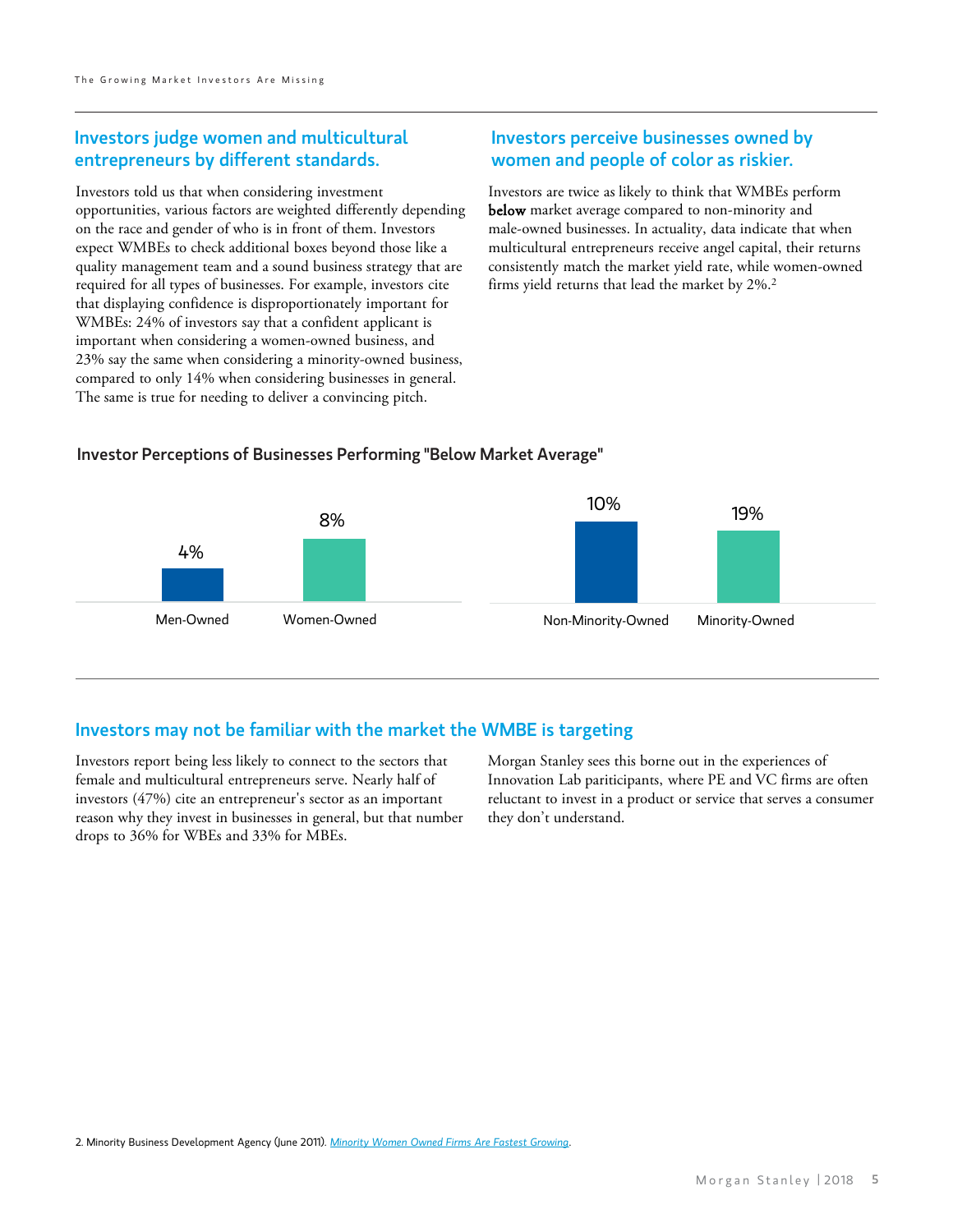## Investors judge women and multicultural entrepreneurs by different standards.

Investors told us that when considering investment opportunities, various factors are weighted differently depending on the race and gender of who is in front of them. Investors expect WMBEs to check additional boxes beyond those like a quality management team and a sound business strategy that are required for all types of businesses. For example, investors cite that displaying confidence is disproportionately important for WMBEs: 24% of investors say that a confident applicant is important when considering a women-owned business, and 23% say the same when considering a minority-owned business, compared to only 14% when considering businesses in general. The same is true for needing to deliver a convincing pitch.

## Investors perceive businesses owned by women and people of color as riskier.

Investors are twice as likely to think that WMBEs perform **below** market average compared to non-minority and male-owned businesses. In actuality, data indicate that when multicultural entrepreneurs receive angel capital, their returns consistently match the market yield rate, while women-owned firms yield returns that lead the market by 2%.[2]

### Investor Perceptions of Businesses Performing "Below Market Average"

| Men-Owned | Women-Owned |
| --- | --- |
| 4% | 8% |

| Non-Minority-Owned | Minority-Owned |
| --- | --- |
| 10% | 19% |

## Investors may not be familiar with the market the WMBE is targeting

Investors report being less likely to connect to the sectors that female and multicultural entrepreneurs serve. Nearly half of investors (47%) cite an entrepreneur's sector as an important reason why they invest in businesses in general, but that number drops to 36% for WBEs and 33% for MBEs.

Morgan Stanley sees this borne out in the experiences of Innovation Lab pariticipants, where PE and VC firms are often reluctant to invest in a product or service that serves a consumer they don't understand.

2. Minority Business Development Agency (June 2011). *Minority Women Owned Firms Are Fastest Growing*.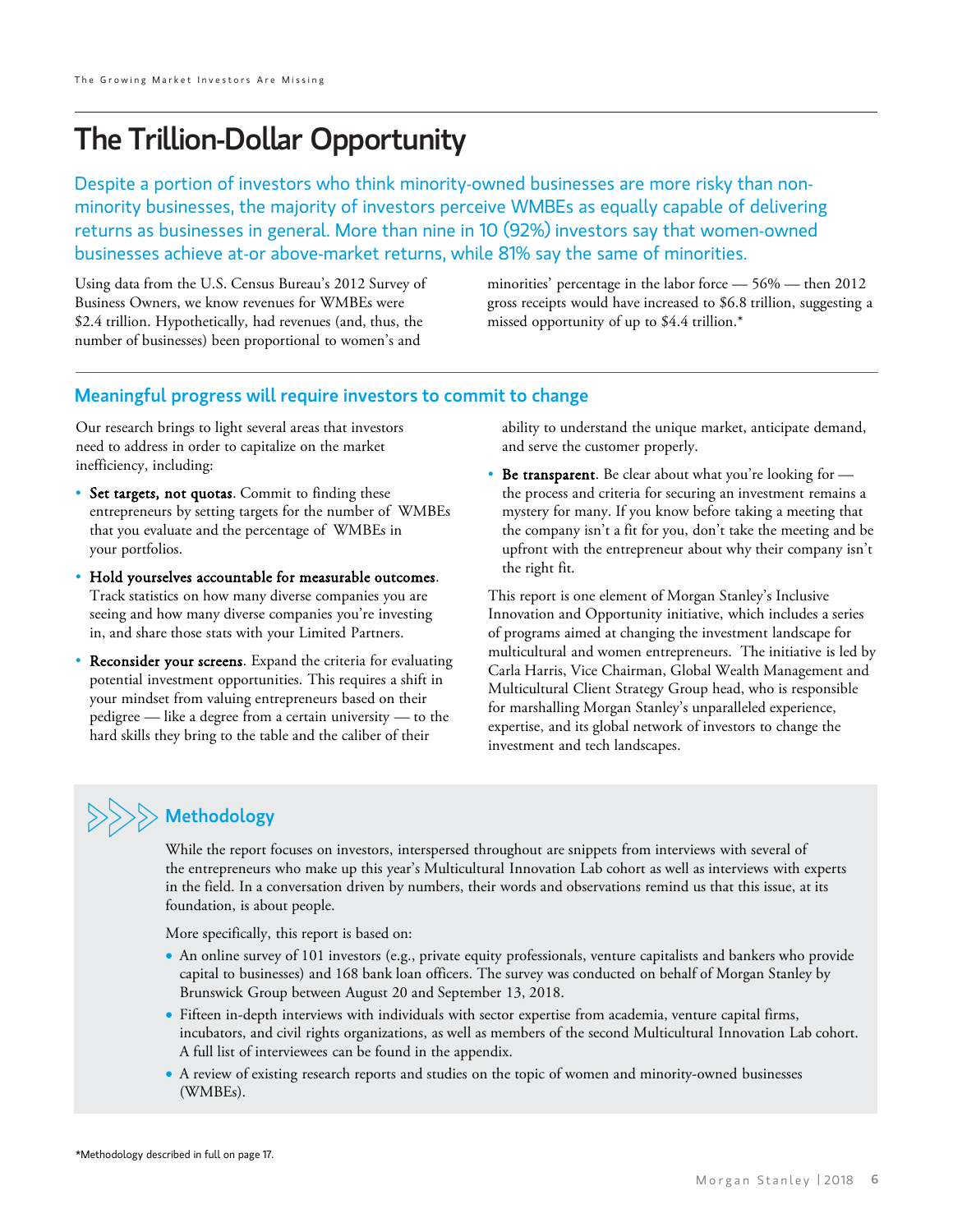# The Trillion-Dollar Opportunity

Despite a portion of investors who think minority-owned businesses are more risky than non-minority businesses, the majority of investors perceive WMBEs as equally capable of delivering returns as businesses in general. More than nine in 10 (92%) investors say that women-owned businesses achieve at-or above-market returns, while 81% say the same of minorities.

Using data from the U.S. Census Bureau's 2012 Survey of Business Owners, we know revenues for WMBEs were $2.4 trillion. Hypothetically, had revenues (and, thus, the number of businesses) been proportional to women's and minorities' percentage in the labor force — 56% — then 2012 gross receipts would have increased to $6.8 trillion, suggesting a missed opportunity of up to $4.4 trillion.*

## Meaningful progress will require investors to commit to change

Our research brings to light several areas that investors need to address in order to capitalize on the market inefficiency, including:

- **Set targets, not quotas**. Commit to finding these entrepreneurs by setting targets for the number of WMBEs that you evaluate and the percentage of WMBEs in your portfolios.
- **Hold yourselves accountable for measurable outcomes**. Track statistics on how many diverse companies you are seeing and how many diverse companies you're investing in, and share those stats with your Limited Partners.
- **Reconsider your screens**. Expand the criteria for evaluating potential investment opportunities. This requires a shift in your mindset from valuing entrepreneurs based on their pedigree — like a degree from a certain university — to the hard skills they bring to the table and the caliber of their ability to understand the unique market, anticipate demand, and serve the customer properly.
- **Be transparent**. Be clear about what you're looking for — the process and criteria for securing an investment remains a mystery for many. If you know before taking a meeting that the company isn't a fit for you, don't take the meeting and be upfront with the entrepreneur about why their company isn't the right fit.

This report is one element of Morgan Stanley's Inclusive Innovation and Opportunity initiative, which includes a series of programs aimed at changing the investment landscape for multicultural and women entrepreneurs. The initiative is led by Carla Harris, Vice Chairman, Global Wealth Management and Multicultural Client Strategy Group head, who is responsible for marshalling Morgan Stanley's unparalleled experience, expertise, and its global network of investors to change the investment and tech landscapes.

## Methodology

While the report focuses on investors, interspersed throughout are snippets from interviews with several of the entrepreneurs who make up this year's Multicultural Innovation Lab cohort as well as interviews with experts in the field. In a conversation driven by numbers, their words and observations remind us that this issue, at its foundation, is about people.

More specifically, this report is based on:

- An online survey of 101 investors (e.g., private equity professionals, venture capitalists and bankers who provide capital to businesses) and 168 bank loan officers. The survey was conducted on behalf of Morgan Stanley by Brunswick Group between August 20 and September 13, 2018.
- Fifteen in-depth interviews with individuals with sector expertise from academia, venture capital firms, incubators, and civil rights organizations, as well as members of the second Multicultural Innovation Lab cohort. A full list of interviewees can be found in the appendix.
- A review of existing research reports and studies on the topic of women and minority-owned businesses (WMBEs).

*Methodology described in full on page 17.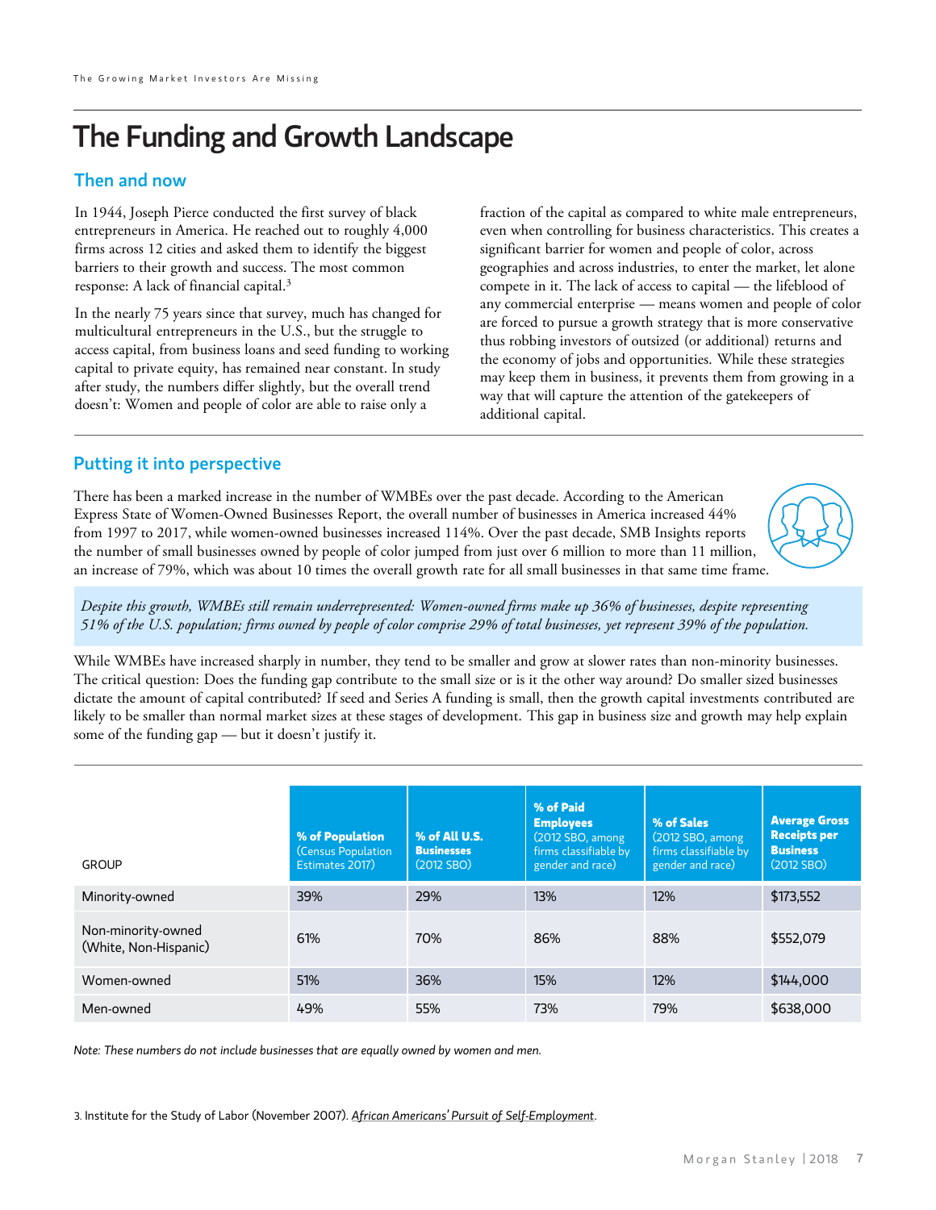# The Funding and Growth Landscape

## Then and now

In 1944, Joseph Pierce conducted the first survey of black entrepreneurs in America. He reached out to roughly 4,000 firms across 12 cities and asked them to identify the biggest barriers to their growth and success. The most common response: A lack of financial capital.[3]

In the nearly 75 years since that survey, much has changed for multicultural entrepreneurs in the U.S., but the struggle to access capital, from business loans and seed funding to working capital to private equity, has remained near constant. In study after study, the numbers differ slightly, but the overall trend doesn't: Women and people of color are able to raise only a fraction of the capital as compared to white male entrepreneurs, even when controlling for business characteristics. This creates a significant barrier for women and people of color, across geographies and across industries, to enter the market, let alone compete in it. The lack of access to capital — the lifeblood of any commercial enterprise — means women and people of color are forced to pursue a growth strategy that is more conservative thus robbing investors of outsized (or additional) returns and the economy of jobs and opportunities. While these strategies may keep them in business, it prevents them from growing in a way that will capture the attention of the gatekeepers of additional capital.

## Putting it into perspective

There has been a marked increase in the number of WMBEs over the past decade. According to the American Express State of Women-Owned Businesses Report, the overall number of businesses in America increased 44% from 1997 to 2017, while women-owned businesses increased 114%. Over the past decade, SMB Insights reports the number of small businesses owned by people of color jumped from just over 6 million to more than 11 million, an increase of 79%, which was about 10 times the overall growth rate for all small businesses in that same time frame.

*Despite this growth, WMBEs still remain underrepresented: Women-owned firms make up 36% of businesses, despite representing 51% of the U.S. population; firms owned by people of color comprise 29% of total businesses, yet represent 39% of the population.*

While WMBEs have increased sharply in number, they tend to be smaller and grow at slower rates than non-minority businesses. The critical question: Does the funding gap contribute to the small size or is it the other way around? Do smaller sized businesses dictate the amount of capital contributed? If seed and Series A funding is small, then the growth capital investments contributed are likely to be smaller than normal market sizes at these stages of development. This gap in business size and growth may help explain some of the funding gap — but it doesn't justify it.

| GROUP | **% of Population** (Census Population Estimates 2017) | **% of All U.S. Businesses** (2012 SBO) | **% of Paid Employees** (2012 SBO, among firms classifiable by gender and race) | **% of Sales** (2012 SBO, among firms classifiable by gender and race) | **Average Gross Receipts per Business** (2012 SBO) |
|---|---|---|---|---|---|
| Minority-owned | 39% | 29% | 13% | 12% | $173,552 |
| Non-minority-owned (White, Non-Hispanic) | 61% | 70% | 86% | 88% | $552,079 |
| Women-owned | 51% | 36% | 15% | 12% | $144,000 |
| Men-owned | 49% | 55% | 73% | 79% | $638,000 |

*Note: These numbers do not include businesses that are equally owned by women and men.*

3. Institute for the Study of Labor (November 2007). *African Americans' Pursuit of Self-Employment*.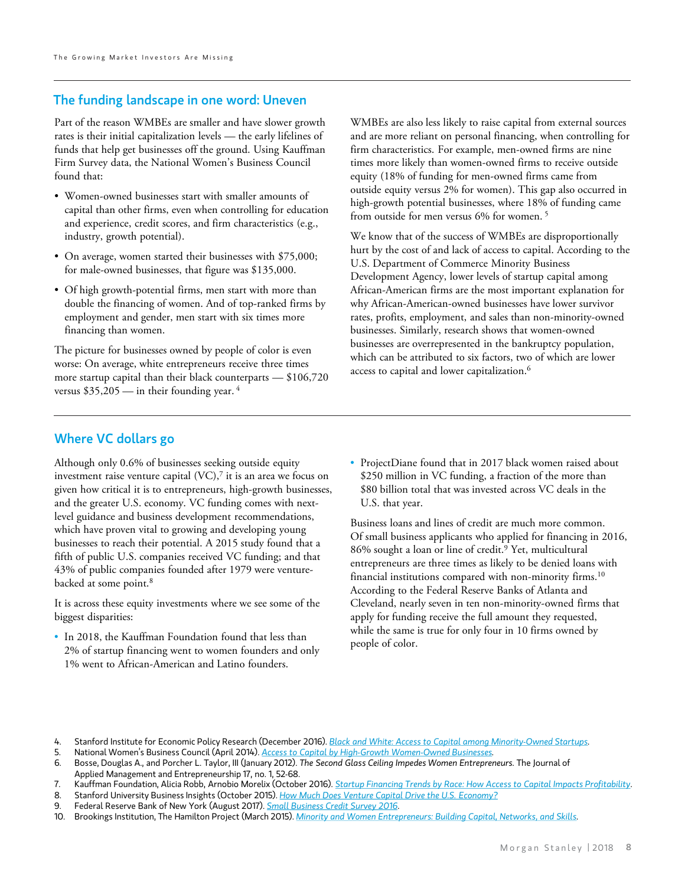## The funding landscape in one word: Uneven

Part of the reason WMBEs are smaller and have slower growth rates is their initial capitalization levels — the early lifelines of funds that help get businesses off the ground. Using Kauffman Firm Survey data, the National Women's Business Council found that:

- Women-owned businesses start with smaller amounts of capital than other firms, even when controlling for education and experience, credit scores, and firm characteristics (e.g., industry, growth potential).
- On average, women started their businesses with $75,000; for male-owned businesses, that figure was $135,000.
- Of high growth-potential firms, men start with more than double the financing of women. And of top-ranked firms by employment and gender, men start with six times more financing than women.

The picture for businesses owned by people of color is even worse: On average, white entrepreneurs receive three times more startup capital than their black counterparts — $106,720 versus $35,205 — in their founding year. [4]

WMBEs are also less likely to raise capital from external sources and are more reliant on personal financing, when controlling for firm characteristics. For example, men-owned firms are nine times more likely than women-owned firms to receive outside equity (18% of funding for men-owned firms came from outside equity versus 2% for women). This gap also occurred in high-growth potential businesses, where 18% of funding came from outside for men versus 6% for women. [5]

We know that of the success of WMBEs are disproportionally hurt by the cost of and lack of access to capital. According to the U.S. Department of Commerce Minority Business Development Agency, lower levels of startup capital among African-American firms are the most important explanation for why African-American-owned businesses have lower survivor rates, profits, employment, and sales than non-minority-owned businesses. Similarly, research shows that women-owned businesses are overrepresented in the bankruptcy population, which can be attributed to six factors, two of which are lower access to capital and lower capitalization.[6]

## Where VC dollars go

Although only 0.6% of businesses seeking outside equity investment raise venture capital (VC),[7] it is an area we focus on given how critical it is to entrepreneurs, high-growth businesses, and the greater U.S. economy. VC funding comes with next-level guidance and business development recommendations, which have proven vital to growing and developing young businesses to reach their potential. A 2015 study found that a fifth of public U.S. companies received VC funding; and that 43% of public companies founded after 1979 were venture-backed at some point.[8]

It is across these equity investments where we see some of the biggest disparities:

- In 2018, the Kauffman Foundation found that less than 2% of startup financing went to women founders and only 1% went to African-American and Latino founders.
- ProjectDiane found that in 2017 black women raised about $250 million in VC funding, a fraction of the more than $80 billion total that was invested across VC deals in the U.S. that year.

Business loans and lines of credit are much more common. Of small business applicants who applied for financing in 2016, 86% sought a loan or line of credit.[9] Yet, multicultural entrepreneurs are three times as likely to be denied loans with financial institutions compared with non-minority firms.[10] According to the Federal Reserve Banks of Atlanta and Cleveland, nearly seven in ten non-minority-owned firms that apply for funding receive the full amount they requested, while the same is true for only four in 10 firms owned by people of color.

4. Stanford Institute for Economic Policy Research (December 2016). *Black and White: Access to Capital among Minority-Owned Startups*.
5. National Women's Business Council (April 2014). *Access to Capital by High-Growth Women-Owned Businesses*.
6. Bosse, Douglas A., and Porcher L. Taylor, III (January 2012). *The Second Glass Ceiling Impedes Women Entrepreneurs.* The Journal of Applied Management and Entrepreneurship 17, no. 1, 52-68.
7. Kauffman Foundation, Alicia Robb, Arnobio Morelix (October 2016). *Startup Financing Trends by Race: How Access to Capital Impacts Profitability*.
8. Stanford University Business Insights (October 2015). *How Much Does Venture Capital Drive the U.S. Economy?*
9. Federal Reserve Bank of New York (August 2017). *Small Business Credit Survey 2016*.
10. Brookings Institution, The Hamilton Project (March 2015). *Minority and Women Entrepreneurs: Building Capital, Networks, and Skills*.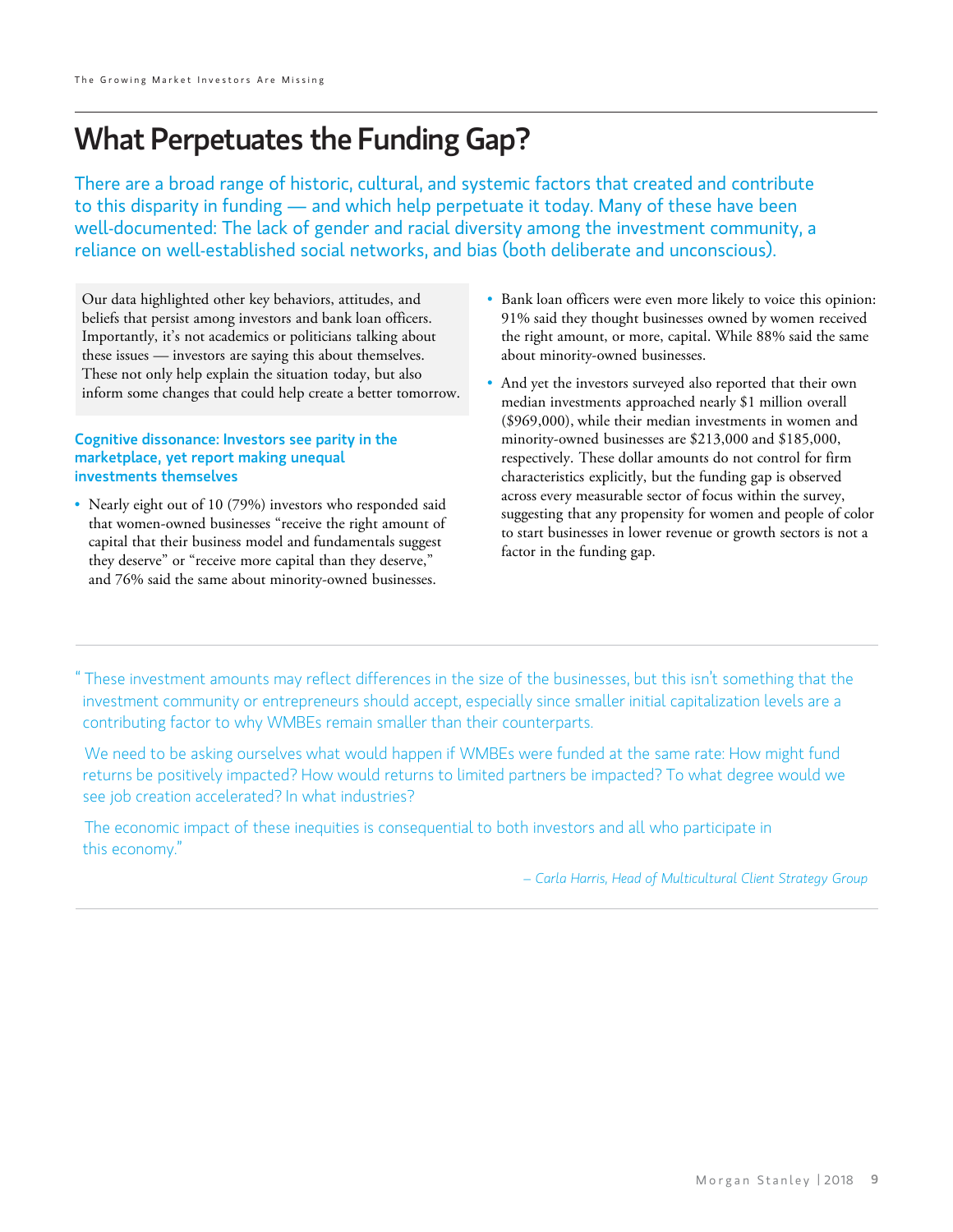# What Perpetuates the Funding Gap?

There are a broad range of historic, cultural, and systemic factors that created and contribute to this disparity in funding — and which help perpetuate it today. Many of these have been well-documented: The lack of gender and racial diversity among the investment community, a reliance on well-established social networks, and bias (both deliberate and unconscious).

Our data highlighted other key behaviors, attitudes, and beliefs that persist among investors and bank loan officers. Importantly, it's not academics or politicians talking about these issues — investors are saying this about themselves. These not only help explain the situation today, but also inform some changes that could help create a better tomorrow.

### Cognitive dissonance: Investors see parity in the marketplace, yet report making unequal investments themselves

- Nearly eight out of 10 (79%) investors who responded said that women-owned businesses "receive the right amount of capital that their business model and fundamentals suggest they deserve" or "receive more capital than they deserve," and 76% said the same about minority-owned businesses.
- Bank loan officers were even more likely to voice this opinion: 91% said they thought businesses owned by women received the right amount, or more, capital. While 88% said the same about minority-owned businesses.
- And yet the investors surveyed also reported that their own median investments approached nearly $1 million overall ($969,000), while their median investments in women and minority-owned businesses are $213,000 and $185,000, respectively. These dollar amounts do not control for firm characteristics explicitly, but the funding gap is observed across every measurable sector of focus within the survey, suggesting that any propensity for women and people of color to start businesses in lower revenue or growth sectors is not a factor in the funding gap.

"These investment amounts may reflect differences in the size of the businesses, but this isn't something that the investment community or entrepreneurs should accept, especially since smaller initial capitalization levels are a contributing factor to why WMBEs remain smaller than their counterparts.

We need to be asking ourselves what would happen if WMBEs were funded at the same rate: How might fund returns be positively impacted? How would returns to limited partners be impacted? To what degree would we see job creation accelerated? In what industries?

The economic impact of these inequities is consequential to both investors and all who participate in this economy."

*– Carla Harris, Head of Multicultural Client Strategy Group*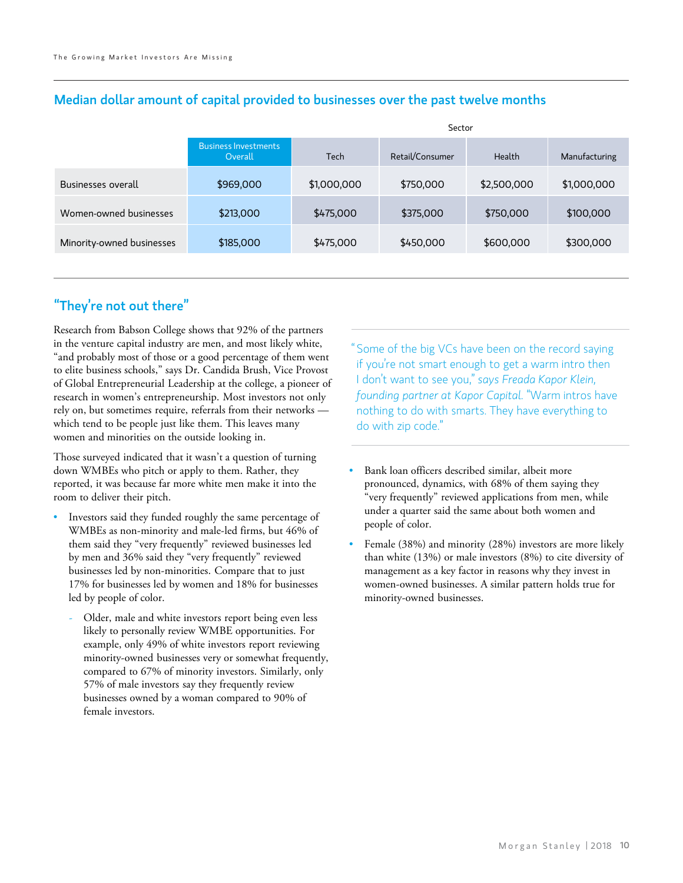## Median dollar amount of capital provided to businesses over the past twelve months

| | Business Investments Overall | Sector: Tech | Retail/Consumer | Health | Manufacturing |
|---|---|---|---|---|---|
| Businesses overall | $969,000 | $1,000,000 | $750,000 | $2,500,000 | $1,000,000 |
| Women-owned businesses | $213,000 | $475,000 | $375,000 | $750,000 | $100,000 |
| Minority-owned businesses | $185,000 | $475,000 | $450,000 | $600,000 | $300,000 |

## "They're not out there"

Research from Babson College shows that 92% of the partners in the venture capital industry are men, and most likely white, "and probably most of those or a good percentage of them went to elite business schools," says Dr. Candida Brush, Vice Provost of Global Entrepreneurial Leadership at the college, a pioneer of research in women's entrepreneurship. Most investors not only rely on, but sometimes require, referrals from their networks — which tend to be people just like them. This leaves many women and minorities on the outside looking in.

Those surveyed indicated that it wasn't a question of turning down WMBEs who pitch or apply to them. Rather, they reported, it was because far more white men make it into the room to deliver their pitch.

- Investors said they funded roughly the same percentage of WMBEs as non-minority and male-led firms, but 46% of them said they "very frequently" reviewed businesses led by men and 36% said they "very frequently" reviewed businesses led by non-minorities. Compare that to just 17% for businesses led by women and 18% for businesses led by people of color.
  - Older, male and white investors report being even less likely to personally review WMBE opportunities. For example, only 49% of white investors report reviewing minority-owned businesses very or somewhat frequently, compared to 67% of minority investors. Similarly, only 57% of male investors say they frequently review businesses owned by a woman compared to 90% of female investors.

> "Some of the big VCs have been on the record saying if you're not smart enough to get a warm intro then I don't want to see you," *says Freada Kapor Klein, founding partner at Kapor Capital.* "Warm intros have nothing to do with smarts. They have everything to do with zip code."

- Bank loan officers described similar, albeit more pronounced, dynamics, with 68% of them saying they "very frequently" reviewed applications from men, while under a quarter said the same about both women and people of color.
- Female (38%) and minority (28%) investors are more likely than white (13%) or male investors (8%) to cite diversity of management as a key factor in reasons why they invest in women-owned businesses. A similar pattern holds true for minority-owned businesses.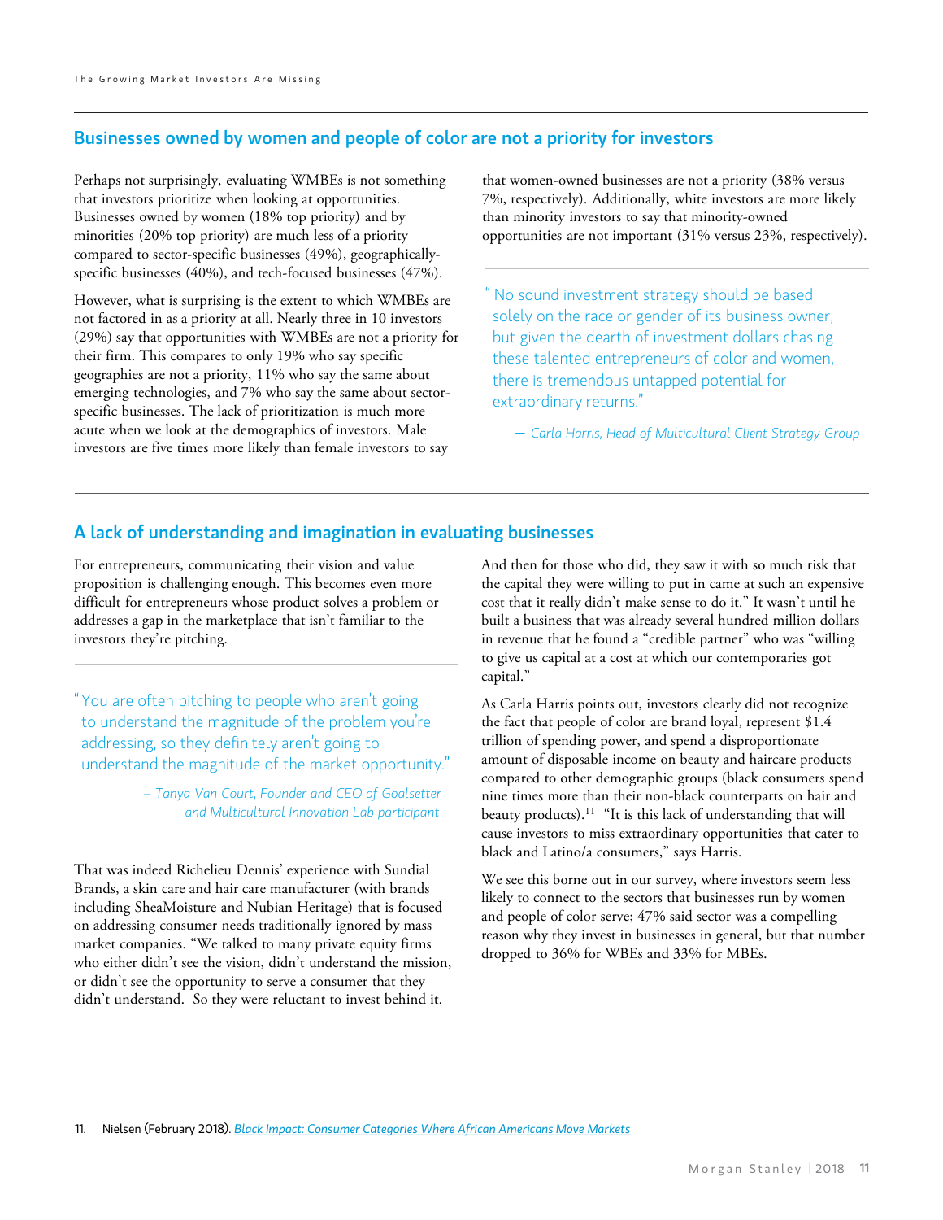## Businesses owned by women and people of color are not a priority for investors

Perhaps not surprisingly, evaluating WMBEs is not something that investors prioritize when looking at opportunities. Businesses owned by women (18% top priority) and by minorities (20% top priority) are much less of a priority compared to sector-specific businesses (49%), geographically-specific businesses (40%), and tech-focused businesses (47%).

However, what is surprising is the extent to which WMBEs are not factored in as a priority at all. Nearly three in 10 investors (29%) say that opportunities with WMBEs are not a priority for their firm. This compares to only 19% who say specific geographies are not a priority, 11% who say the same about emerging technologies, and 7% who say the same about sector-specific businesses. The lack of prioritization is much more acute when we look at the demographics of investors. Male investors are five times more likely than female investors to say that women-owned businesses are not a priority (38% versus 7%, respectively). Additionally, white investors are more likely than minority investors to say that minority-owned opportunities are not important (31% versus 23%, respectively).

> "No sound investment strategy should be based solely on the race or gender of its business owner, but given the dearth of investment dollars chasing these talented entrepreneurs of color and women, there is tremendous untapped potential for extraordinary returns."
>
> *— Carla Harris, Head of Multicultural Client Strategy Group*

## A lack of understanding and imagination in evaluating businesses

For entrepreneurs, communicating their vision and value proposition is challenging enough. This becomes even more difficult for entrepreneurs whose product solves a problem or addresses a gap in the marketplace that isn't familiar to the investors they're pitching.

> "You are often pitching to people who aren't going to understand the magnitude of the problem you're addressing, so they definitely aren't going to understand the magnitude of the market opportunity."
>
> *– Tanya Van Court, Founder and CEO of Goalsetter and Multicultural Innovation Lab participant*

That was indeed Richelieu Dennis' experience with Sundial Brands, a skin care and hair care manufacturer (with brands including SheaMoisture and Nubian Heritage) that is focused on addressing consumer needs traditionally ignored by mass market companies. "We talked to many private equity firms who either didn't see the vision, didn't understand the mission, or didn't see the opportunity to serve a consumer that they didn't understand. So they were reluctant to invest behind it. And then for those who did, they saw it with so much risk that the capital they were willing to put in came at such an expensive cost that it really didn't make sense to do it." It wasn't until he built a business that was already several hundred million dollars in revenue that he found a "credible partner" who was "willing to give us capital at a cost at which our contemporaries got capital."

As Carla Harris points out, investors clearly did not recognize the fact that people of color are brand loyal, represent $1.4 trillion of spending power, and spend a disproportionate amount of disposable income on beauty and haircare products compared to other demographic groups (black consumers spend nine times more than their non-black counterparts on hair and beauty products).[11] "It is this lack of understanding that will cause investors to miss extraordinary opportunities that cater to black and Latino/a consumers," says Harris.

We see this borne out in our survey, where investors seem less likely to connect to the sectors that businesses run by women and people of color serve; 47% said sector was a compelling reason why they invest in businesses in general, but that number dropped to 36% for WBEs and 33% for MBEs.

11. Nielsen (February 2018). *Black Impact: Consumer Categories Where African Americans Move Markets*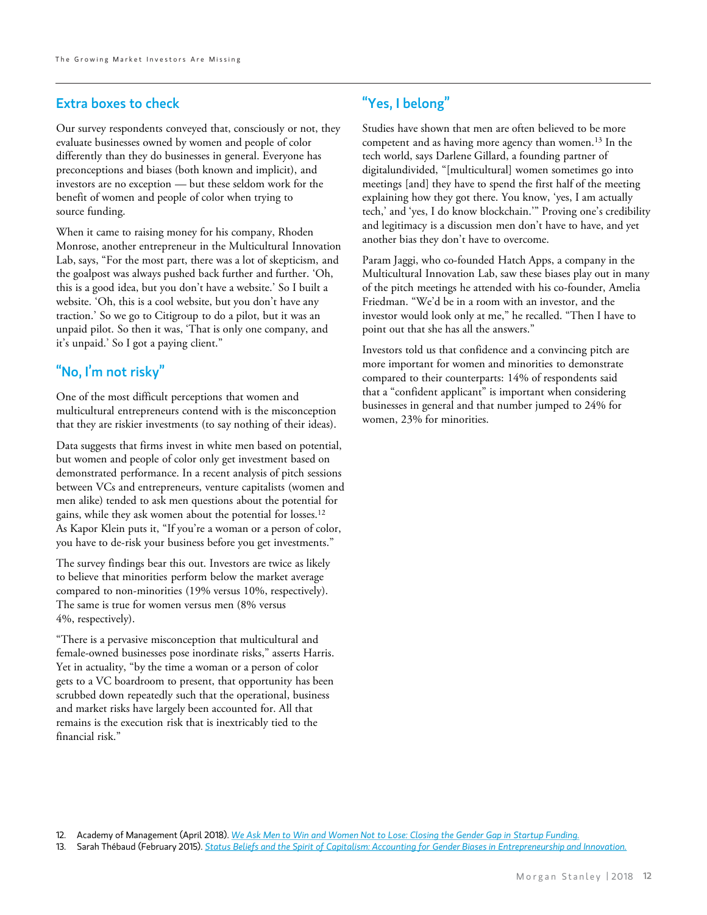## Extra boxes to check

Our survey respondents conveyed that, consciously or not, they evaluate businesses owned by women and people of color differently than they do businesses in general. Everyone has preconceptions and biases (both known and implicit), and investors are no exception — but these seldom work for the benefit of women and people of color when trying to source funding.

When it came to raising money for his company, Rhoden Monrose, another entrepreneur in the Multicultural Innovation Lab, says, "For the most part, there was a lot of skepticism, and the goalpost was always pushed back further and further. 'Oh, this is a good idea, but you don't have a website.' So I built a website. 'Oh, this is a cool website, but you don't have any traction.' So we go to Citigroup to do a pilot, but it was an unpaid pilot. So then it was, 'That is only one company, and it's unpaid.' So I got a paying client."

## "No, I'm not risky"

One of the most difficult perceptions that women and multicultural entrepreneurs contend with is the misconception that they are riskier investments (to say nothing of their ideas).

Data suggests that firms invest in white men based on potential, but women and people of color only get investment based on demonstrated performance. In a recent analysis of pitch sessions between VCs and entrepreneurs, venture capitalists (women and men alike) tended to ask men questions about the potential for gains, while they ask women about the potential for losses.[12] As Kapor Klein puts it, "If you're a woman or a person of color, you have to de-risk your business before you get investments."

The survey findings bear this out. Investors are twice as likely to believe that minorities perform below the market average compared to non-minorities (19% versus 10%, respectively). The same is true for women versus men (8% versus 4%, respectively).

"There is a pervasive misconception that multicultural and female-owned businesses pose inordinate risks," asserts Harris. Yet in actuality, "by the time a woman or a person of color gets to a VC boardroom to present, that opportunity has been scrubbed down repeatedly such that the operational, business and market risks have largely been accounted for. All that remains is the execution risk that is inextricably tied to the financial risk."

## "Yes, I belong"

Studies have shown that men are often believed to be more competent and as having more agency than women.[13] In the tech world, says Darlene Gillard, a founding partner of digitalundivided, "[multicultural] women sometimes go into meetings [and] they have to spend the first half of the meeting explaining how they got there. You know, 'yes, I am actually tech,' and 'yes, I do know blockchain.'" Proving one's credibility and legitimacy is a discussion men don't have to have, and yet another bias they don't have to overcome.

Param Jaggi, who co-founded Hatch Apps, a company in the Multicultural Innovation Lab, saw these biases play out in many of the pitch meetings he attended with his co-founder, Amelia Friedman. "We'd be in a room with an investor, and the investor would look only at me," he recalled. "Then I have to point out that she has all the answers."

Investors told us that confidence and a convincing pitch are more important for women and minorities to demonstrate compared to their counterparts: 14% of respondents said that a "confident applicant" is important when considering businesses in general and that number jumped to 24% for women, 23% for minorities.

12. Academy of Management (April 2018). *We Ask Men to Win and Women Not to Lose: Closing the Gender Gap in Startup Funding.*
13. Sarah Thébaud (February 2015). *Status Beliefs and the Spirit of Capitalism: Accounting for Gender Biases in Entrepreneurship and Innovation.*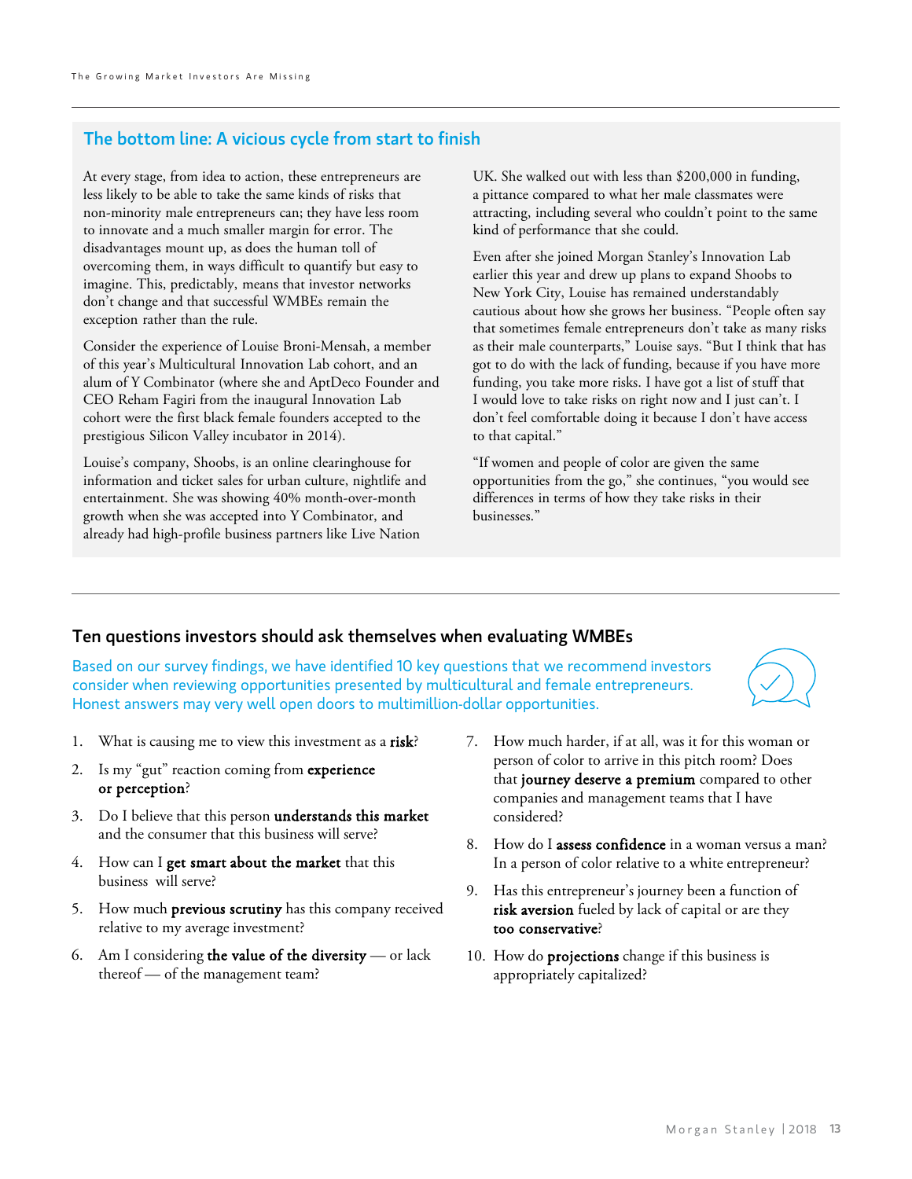## The bottom line: A vicious cycle from start to finish

At every stage, from idea to action, these entrepreneurs are less likely to be able to take the same kinds of risks that non-minority male entrepreneurs can; they have less room to innovate and a much smaller margin for error. The disadvantages mount up, as does the human toll of overcoming them, in ways difficult to quantify but easy to imagine. This, predictably, means that investor networks don't change and that successful WMBEs remain the exception rather than the rule.

Consider the experience of Louise Broni-Mensah, a member of this year's Multicultural Innovation Lab cohort, and an alum of Y Combinator (where she and AptDeco Founder and CEO Reham Fagiri from the inaugural Innovation Lab cohort were the first black female founders accepted to the prestigious Silicon Valley incubator in 2014).

Louise's company, Shoobs, is an online clearinghouse for information and ticket sales for urban culture, nightlife and entertainment. She was showing 40% month-over-month growth when she was accepted into Y Combinator, and already had high-profile business partners like Live Nation UK. She walked out with less than $200,000 in funding, a pittance compared to what her male classmates were attracting, including several who couldn't point to the same kind of performance that she could.

Even after she joined Morgan Stanley's Innovation Lab earlier this year and drew up plans to expand Shoobs to New York City, Louise has remained understandably cautious about how she grows her business. "People often say that sometimes female entrepreneurs don't take as many risks as their male counterparts," Louise says. "But I think that has got to do with the lack of funding, because if you have more funding, you take more risks. I have got a list of stuff that I would love to take risks on right now and I just can't. I don't feel comfortable doing it because I don't have access to that capital."

"If women and people of color are given the same opportunities from the go," she continues, "you would see differences in terms of how they take risks in their businesses."

## Ten questions investors should ask themselves when evaluating WMBEs

Based on our survey findings, we have identified 10 key questions that we recommend investors consider when reviewing opportunities presented by multicultural and female entrepreneurs. Honest answers may very well open doors to multimillion-dollar opportunities.

1. What is causing me to view this investment as a **risk**?
2. Is my "gut" reaction coming from **experience or perception**?
3. Do I believe that this person **understands this market** and the consumer that this business will serve?
4. How can I **get smart about the market** that this business will serve?
5. How much **previous scrutiny** has this company received relative to my average investment?
6. Am I considering **the value of the diversity** — or lack thereof — of the management team?
7. How much harder, if at all, was it for this woman or person of color to arrive in this pitch room? Does that **journey deserve a premium** compared to other companies and management teams that I have considered?
8. How do I **assess confidence** in a woman versus a man? In a person of color relative to a white entrepreneur?
9. Has this entrepreneur's journey been a function of **risk aversion** fueled by lack of capital or are they **too conservative**?
10. How do **projections** change if this business is appropriately capitalized?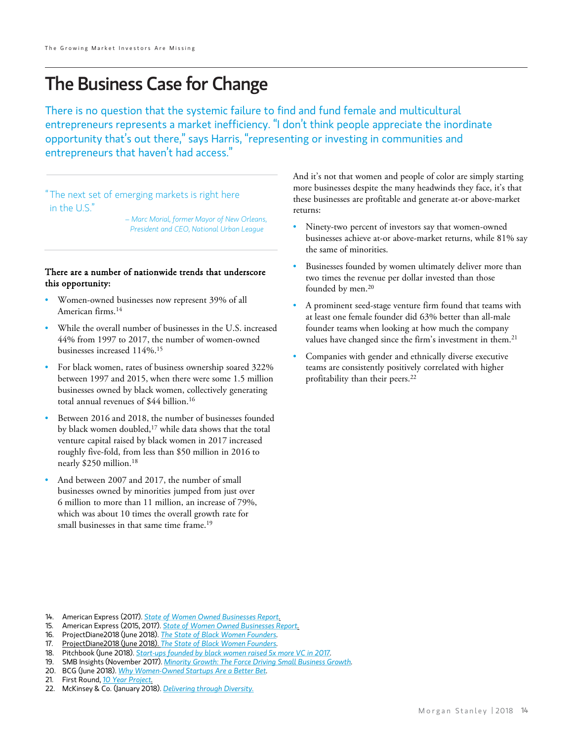# The Business Case for Change

There is no question that the systemic failure to find and fund female and multicultural entrepreneurs represents a market inefficiency. "I don't think people appreciate the inordinate opportunity that's out there," says Harris, "representing or investing in communities and entrepreneurs that haven't had access."

> "The next set of emerging markets is right here in the U.S."
>
> *– Marc Morial, former Mayor of New Orleans, President and CEO, National Urban League*

**There are a number of nationwide trends that underscore this opportunity:**

- Women-owned businesses now represent 39% of all American firms.[14]
- While the overall number of businesses in the U.S. increased 44% from 1997 to 2017, the number of women-owned businesses increased 114%.[15]
- For black women, rates of business ownership soared 322% between 1997 and 2015, when there were some 1.5 million businesses owned by black women, collectively generating total annual revenues of $44 billion.[16]
- Between 2016 and 2018, the number of businesses founded by black women doubled,[17] while data shows that the total venture capital raised by black women in 2017 increased roughly five-fold, from less than $50 million in 2016 to nearly $250 million.[18]
- And between 2007 and 2017, the number of small businesses owned by minorities jumped from just over 6 million to more than 11 million, an increase of 79%, which was about 10 times the overall growth rate for small businesses in that same time frame.[19]

And it's not that women and people of color are simply starting more businesses despite the many headwinds they face, it's that these businesses are profitable and generate at-or above-market returns:

- Ninety-two percent of investors say that women-owned businesses achieve at-or above-market returns, while 81% say the same of minorities.
- Businesses founded by women ultimately deliver more than two times the revenue per dollar invested than those founded by men.[20]
- A prominent seed-stage venture firm found that teams with at least one female founder did 63% better than all-male founder teams when looking at how much the company values have changed since the firm's investment in them.[21]
- Companies with gender and ethnically diverse executive teams are consistently positively correlated with higher profitability than their peers.[22]

---

14. American Express (2017). *State of Women Owned Businesses Report.*
15. American Express (2015, 2017). *State of Women Owned Businesses Report.*
16. ProjectDiane2018 (June 2018). *The State of Black Women Founders.*
17. ProjectDiane2018 (June 2018). *The State of Black Women Founders.*
18. Pitchbook (June 2018). *Start-ups founded by black women raised 5x more VC in 2017.*
19. SMB Insights (November 2017). *Minority Growth: The Force Driving Small Business Growth.*
20. BCG (June 2018). *Why Women-Owned Startups Are a Better Bet.*
21. First Round, *10 Year Project.*
22. McKinsey & Co. (January 2018). *Delivering through Diversity.*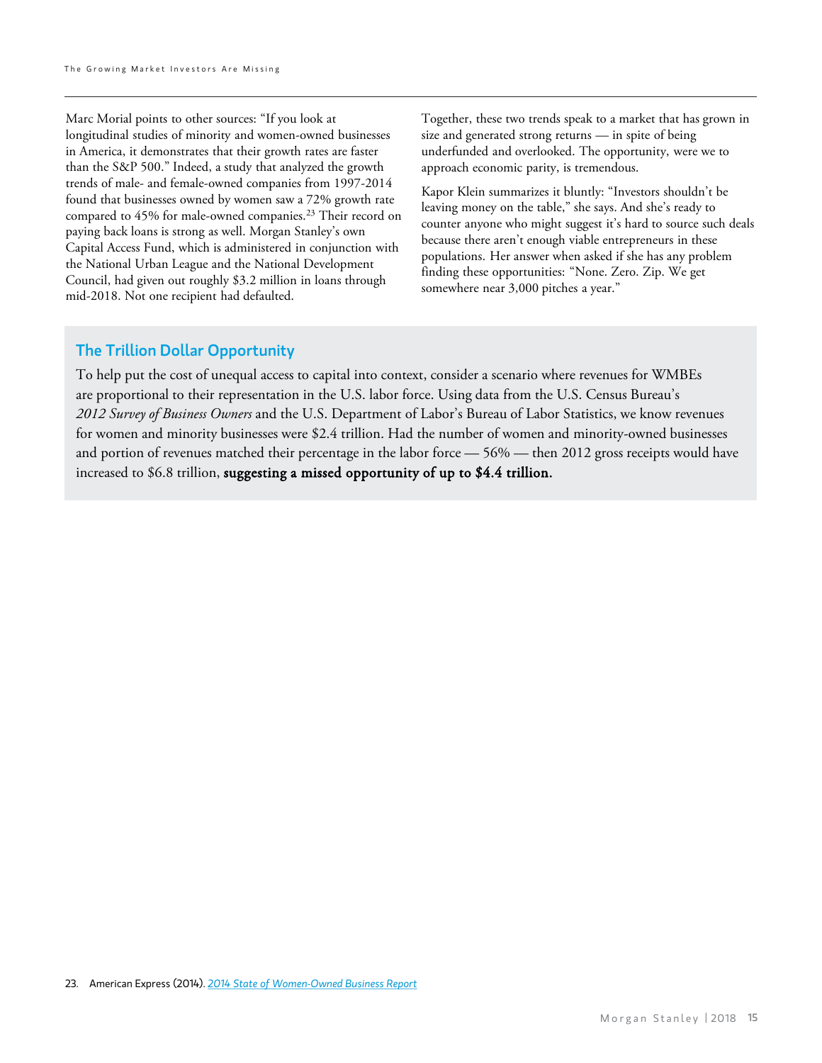Marc Morial points to other sources: "If you look at longitudinal studies of minority and women-owned businesses in America, it demonstrates that their growth rates are faster than the S&P 500." Indeed, a study that analyzed the growth trends of male- and female-owned companies from 1997-2014 found that businesses owned by women saw a 72% growth rate compared to 45% for male-owned companies.[23] Their record on paying back loans is strong as well. Morgan Stanley's own Capital Access Fund, which is administered in conjunction with the National Urban League and the National Development Council, had given out roughly $3.2 million in loans through mid-2018. Not one recipient had defaulted.

Together, these two trends speak to a market that has grown in size and generated strong returns — in spite of being underfunded and overlooked. The opportunity, were we to approach economic parity, is tremendous.

Kapor Klein summarizes it bluntly: "Investors shouldn't be leaving money on the table," she says. And she's ready to counter anyone who might suggest it's hard to source such deals because there aren't enough viable entrepreneurs in these populations. Her answer when asked if she has any problem finding these opportunities: "None. Zero. Zip. We get somewhere near 3,000 pitches a year."

## The Trillion Dollar Opportunity

To help put the cost of unequal access to capital into context, consider a scenario where revenues for WMBEs are proportional to their representation in the U.S. labor force. Using data from the U.S. Census Bureau's *2012 Survey of Business Owners* and the U.S. Department of Labor's Bureau of Labor Statistics, we know revenues for women and minority businesses were $2.4 trillion. Had the number of women and minority-owned businesses and portion of revenues matched their percentage in the labor force — 56% — then 2012 gross receipts would have increased to $6.8 trillion, **suggesting a missed opportunity of up to $4.4 trillion.**

23. American Express (2014). *2014 State of Women-Owned Business Report*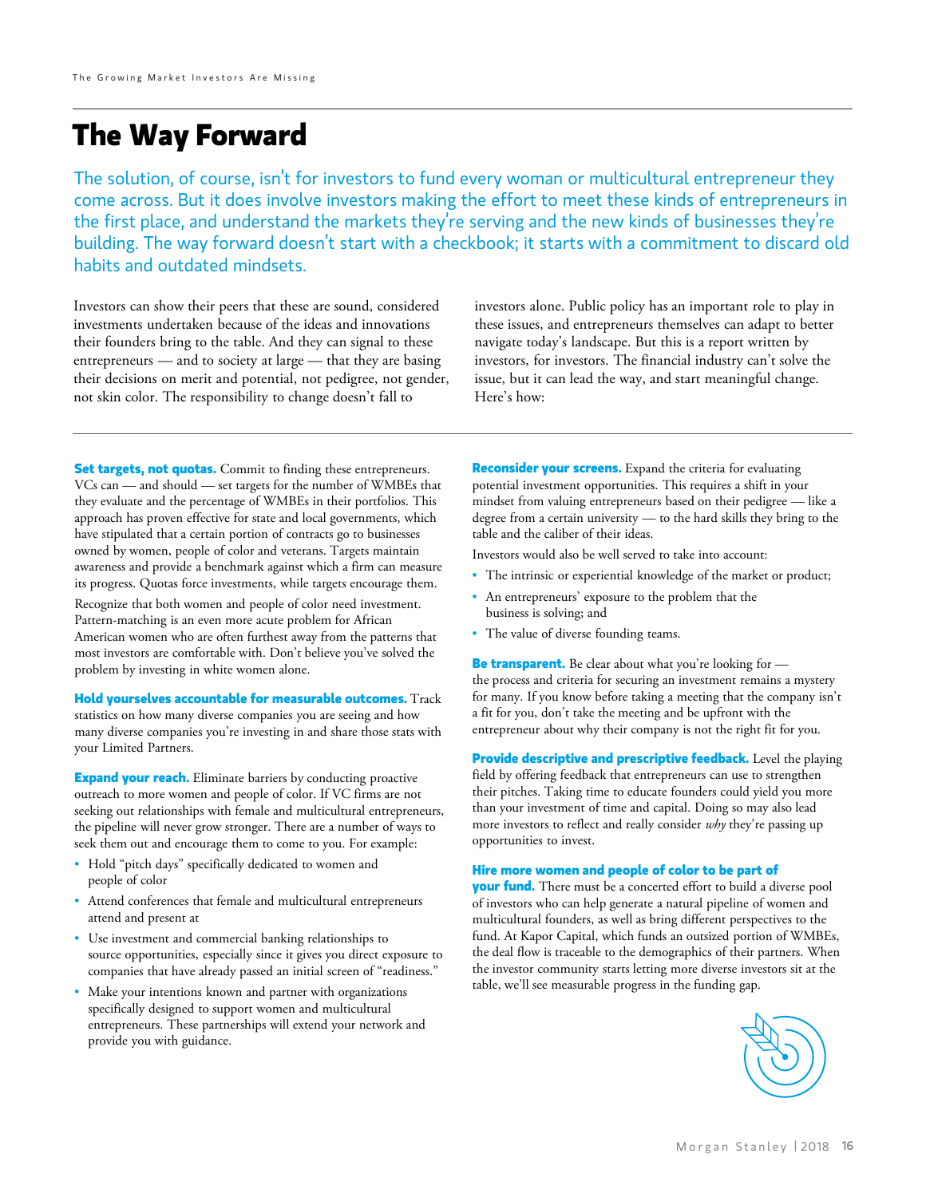# The Way Forward

The solution, of course, isn't for investors to fund every woman or multicultural entrepreneur they come across. But it does involve investors making the effort to meet these kinds of entrepreneurs in the first place, and understand the markets they're serving and the new kinds of businesses they're building. The way forward doesn't start with a checkbook; it starts with a commitment to discard old habits and outdated mindsets.

Investors can show their peers that these are sound, considered investments undertaken because of the ideas and innovations their founders bring to the table. And they can signal to these entrepreneurs — and to society at large — that they are basing their decisions on merit and potential, not pedigree, not gender, not skin color. The responsibility to change doesn't fall to investors alone. Public policy has an important role to play in these issues, and entrepreneurs themselves can adapt to better navigate today's landscape. But this is a report written by investors, for investors. The financial industry can't solve the issue, but it can lead the way, and start meaningful change. Here's how:

**Set targets, not quotas.** Commit to finding these entrepreneurs. VCs can — and should — set targets for the number of WMBEs that they evaluate and the percentage of WMBEs in their portfolios. This approach has proven effective for state and local governments, which have stipulated that a certain portion of contracts go to businesses owned by women, people of color and veterans. Targets maintain awareness and provide a benchmark against which a firm can measure its progress. Quotas force investments, while targets encourage them.

Recognize that both women and people of color need investment. Pattern-matching is an even more acute problem for African American women who are often furthest away from the patterns that most investors are comfortable with. Don't believe you've solved the problem by investing in white women alone.

**Hold yourselves accountable for measurable outcomes.** Track statistics on how many diverse companies you are seeing and how many diverse companies you're investing in and share those stats with your Limited Partners.

**Expand your reach.** Eliminate barriers by conducting proactive outreach to more women and people of color. If VC firms are not seeking out relationships with female and multicultural entrepreneurs, the pipeline will never grow stronger. There are a number of ways to seek them out and encourage them to come to you. For example:

- Hold "pitch days" specifically dedicated to women and people of color
- Attend conferences that female and multicultural entrepreneurs attend and present at
- Use investment and commercial banking relationships to source opportunities, especially since it gives you direct exposure to companies that have already passed an initial screen of "readiness."
- Make your intentions known and partner with organizations specifically designed to support women and multicultural entrepreneurs. These partnerships will extend your network and provide you with guidance.

**Reconsider your screens.** Expand the criteria for evaluating potential investment opportunities. This requires a shift in your mindset from valuing entrepreneurs based on their pedigree — like a degree from a certain university — to the hard skills they bring to the table and the caliber of their ideas.

Investors would also be well served to take into account:

- The intrinsic or experiential knowledge of the market or product;
- An entrepreneurs' exposure to the problem that the business is solving; and
- The value of diverse founding teams.

**Be transparent.** Be clear about what you're looking for — the process and criteria for securing an investment remains a mystery for many. If you know before taking a meeting that the company isn't a fit for you, don't take the meeting and be upfront with the entrepreneur about why their company is not the right fit for you.

**Provide descriptive and prescriptive feedback.** Level the playing field by offering feedback that entrepreneurs can use to strengthen their pitches. Taking time to educate founders could yield you more than your investment of time and capital. Doing so may also lead more investors to reflect and really consider *why* they're passing up opportunities to invest.

**Hire more women and people of color to be part of your fund.** There must be a concerted effort to build a diverse pool of investors who can help generate a natural pipeline of women and multicultural founders, as well as bring different perspectives to the fund. At Kapor Capital, which funds an outsized portion of WMBEs, the deal flow is traceable to the demographics of their partners. When the investor community starts letting more diverse investors sit at the table, we'll see measurable progress in the funding gap.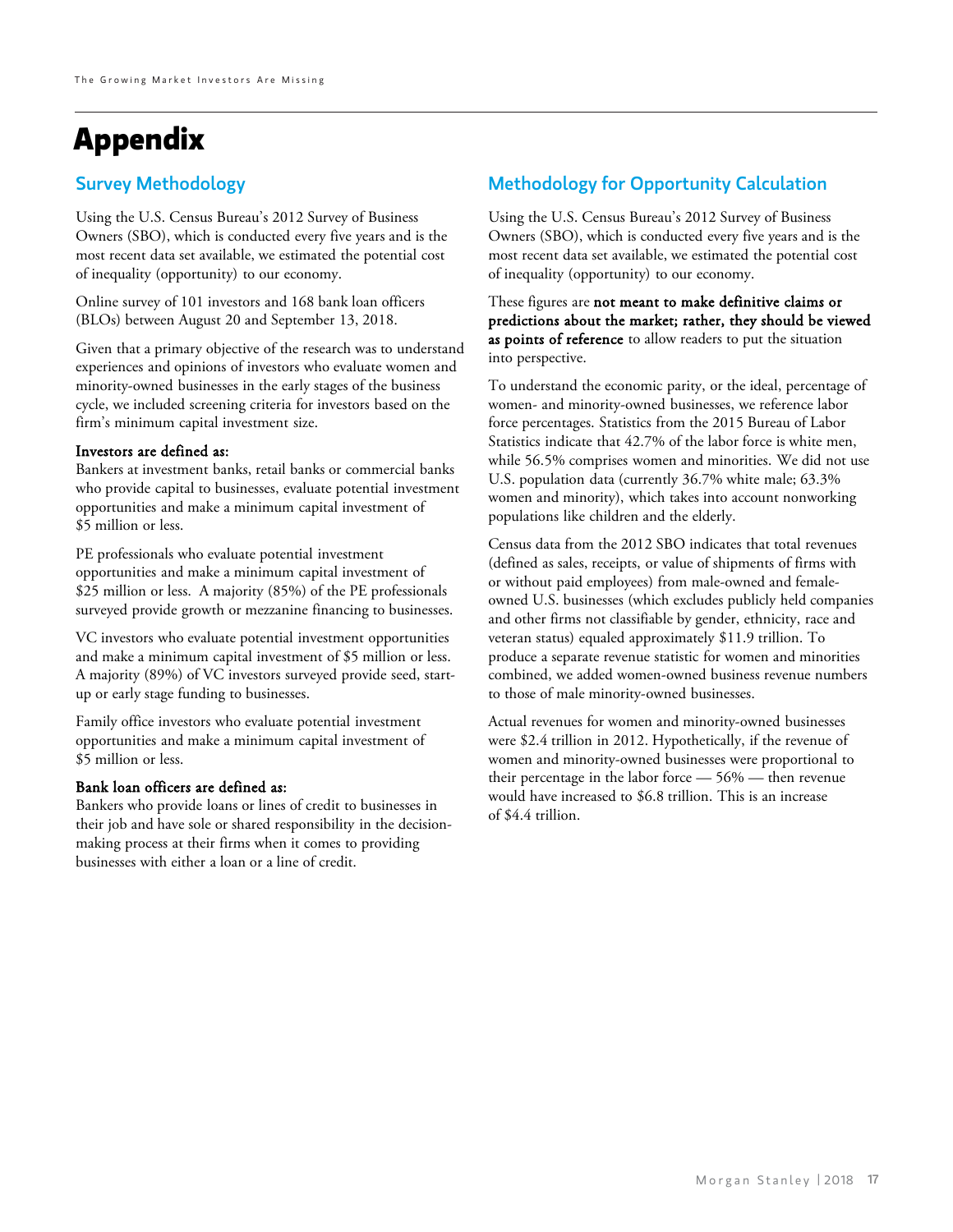# Appendix

## Survey Methodology

Using the U.S. Census Bureau's 2012 Survey of Business Owners (SBO), which is conducted every five years and is the most recent data set available, we estimated the potential cost of inequality (opportunity) to our economy.

Online survey of 101 investors and 168 bank loan officers (BLOs) between August 20 and September 13, 2018.

Given that a primary objective of the research was to understand experiences and opinions of investors who evaluate women and minority-owned businesses in the early stages of the business cycle, we included screening criteria for investors based on the firm's minimum capital investment size.

**Investors are defined as:**
Bankers at investment banks, retail banks or commercial banks who provide capital to businesses, evaluate potential investment opportunities and make a minimum capital investment of $5 million or less.

PE professionals who evaluate potential investment opportunities and make a minimum capital investment of $25 million or less. A majority (85%) of the PE professionals surveyed provide growth or mezzanine financing to businesses.

VC investors who evaluate potential investment opportunities and make a minimum capital investment of $5 million or less. A majority (89%) of VC investors surveyed provide seed, start-up or early stage funding to businesses.

Family office investors who evaluate potential investment opportunities and make a minimum capital investment of $5 million or less.

**Bank loan officers are defined as:**
Bankers who provide loans or lines of credit to businesses in their job and have sole or shared responsibility in the decision-making process at their firms when it comes to providing businesses with either a loan or a line of credit.

## Methodology for Opportunity Calculation

Using the U.S. Census Bureau's 2012 Survey of Business Owners (SBO), which is conducted every five years and is the most recent data set available, we estimated the potential cost of inequality (opportunity) to our economy.

These figures are **not meant to make definitive claims or predictions about the market; rather, they should be viewed as points of reference** to allow readers to put the situation into perspective.

To understand the economic parity, or the ideal, percentage of women- and minority-owned businesses, we reference labor force percentages. Statistics from the 2015 Bureau of Labor Statistics indicate that 42.7% of the labor force is white men, while 56.5% comprises women and minorities. We did not use U.S. population data (currently 36.7% white male; 63.3% women and minority), which takes into account nonworking populations like children and the elderly.

Census data from the 2012 SBO indicates that total revenues (defined as sales, receipts, or value of shipments of firms with or without paid employees) from male-owned and female-owned U.S. businesses (which excludes publicly held companies and other firms not classifiable by gender, ethnicity, race and veteran status) equaled approximately $11.9 trillion. To produce a separate revenue statistic for women and minorities combined, we added women-owned business revenue numbers to those of male minority-owned businesses.

Actual revenues for women and minority-owned businesses were $2.4 trillion in 2012. Hypothetically, if the revenue of women and minority-owned businesses were proportional to their percentage in the labor force — 56% — then revenue would have increased to $6.8 trillion. This is an increase of $4.4 trillion.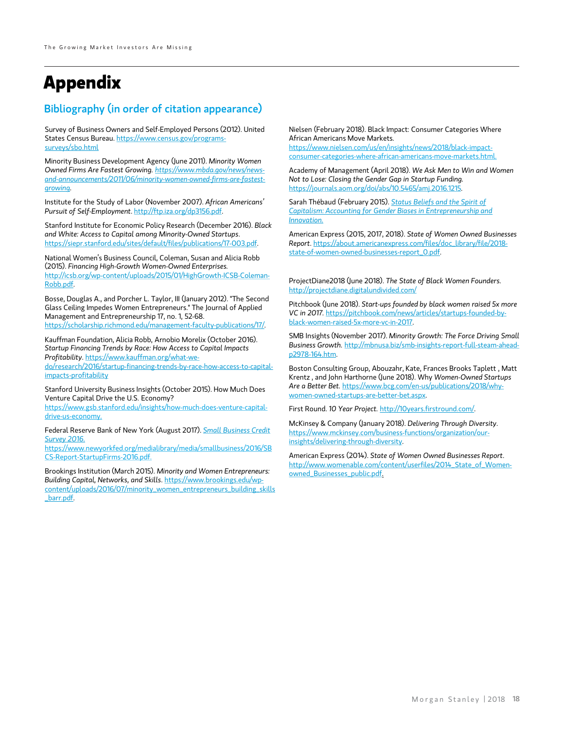# Appendix

## Bibliography (in order of citation appearance)

Survey of Business Owners and Self-Employed Persons (2012). United States Census Bureau. https://www.census.gov/programs-surveys/sbo.html

Minority Business Development Agency (June 2011). *Minority Women Owned Firms Are Fastest Growing. https://www.mbda.gov/news/news-and-announcements/2011/06/minority-women-owned-firms-are-fastest-growing.*

Institute for the Study of Labor (November 2007). *African Americans' Pursuit of Self-Employment*. http://ftp.iza.org/dp3156.pdf.

Stanford Institute for Economic Policy Research (December 2016). *Black and White: Access to Capital among Minority-Owned Startups*. https://siepr.stanford.edu/sites/default/files/publications/17-003.pdf.

National Women's Business Council, Coleman, Susan and Alicia Robb (2015). *Financing High-Growth Women-Owned Enterprises*. http://icsb.org/wp-content/uploads/2015/01/HighGrowth-ICSB-Coleman-Robb.pdf.

Bosse, Douglas A., and Porcher L. Taylor, III (January 2012). "The Second Glass Ceiling Impedes Women Entrepreneurs." The Journal of Applied Management and Entrepreneurship 17, no. 1, 52-68. https://scholarship.richmond.edu/management-faculty-publications/17/.

Kauffman Foundation, Alicia Robb, Arnobio Morelix (October 2016). *Startup Financing Trends by Race: How Access to Capital Impacts Profitability*. https://www.kauffman.org/what-we-do/research/2016/startup-financing-trends-by-race-how-access-to-capital-impacts-profitability

Stanford University Business Insights (October 2015). How Much Does Venture Capital Drive the U.S. Economy? https://www.gsb.stanford.edu/insights/how-much-does-venture-capital-drive-us-economy.

Federal Reserve Bank of New York (August 2017). *Small Business Credit Survey 2016.* https://www.newyorkfed.org/medialibrary/media/smallbusiness/2016/SBCS-Report-StartupFirms-2016.pdf.

Brookings Institution (March 2015). *Minority and Women Entrepreneurs: Building Capital, Networks, and Skills*. https://www.brookings.edu/wp-content/uploads/2016/07/minority_women_entrepreneurs_building_skills_barr.pdf.

Nielsen (February 2018). Black Impact: Consumer Categories Where African Americans Move Markets. https://www.nielsen.com/us/en/insights/news/2018/black-impact-consumer-categories-where-african-americans-move-markets.html.

Academy of Management (April 2018). *We Ask Men to Win and Women Not to Lose: Closing the Gender Gap in Startup Funding.* https://journals.aom.org/doi/abs/10.5465/amj.2016.1215.

Sarah Thébaud (February 2015). *Status Beliefs and the Spirit of Capitalism: Accounting for Gender Biases in Entrepreneurship and Innovation.*

American Express (2015, 2017, 2018). *State of Women Owned Businesses Report*. https://about.americanexpress.com/files/doc_library/file/2018-state-of-women-owned-businesses-report_0.pdf.

ProjectDiane2018 (June 2018). *The State of Black Women Founders.* http://projectdiane.digitalundivided.com/

Pitchbook (June 2018). *Start-ups founded by black women raised 5x more VC in 2017*. https://pitchbook.com/news/articles/startups-founded-by-black-women-raised-5x-more-vc-in-2017.

SMB Insights (November 2017). *Minority Growth: The Force Driving Small Business Growth.* http://mbnusa.biz/smb-insights-report-full-steam-ahead-p2978-164.htm.

Boston Consulting Group, Abouzahr, Kate, Frances Brooks Taplett , Matt Krentz , and John Harthorne (June 2018). Why *Women-Owned Startups Are a Better Bet*. https://www.bcg.com/en-us/publications/2018/why-women-owned-startups-are-better-bet.aspx.

First Round. *10 Year Project.* http://10years.firstround.com/.

McKinsey & Company (January 2018). *Delivering Through Diversity*. https://www.mckinsey.com/business-functions/organization/our-insights/delivering-through-diversity.

American Express (2014). *State of Women Owned Businesses Report*. http://www.womenable.com/content/userfiles/2014_State_of_Women-owned_Businesses_public.pdf.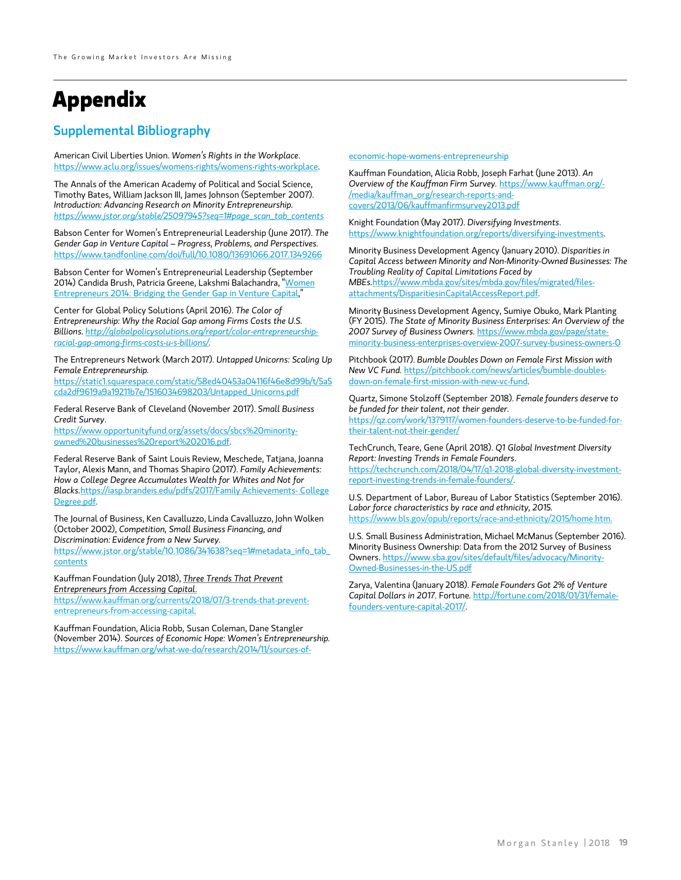# Appendix

## Supplemental Bibliography

American Civil Liberties Union. *Women's Rights in the Workplace*. https://www.aclu.org/issues/womens-rights/womens-rights-workplace.

The Annals of the American Academy of Political and Social Science, Timothy Bates, William Jackson III, James Johnson (September 2007). *Introduction: Advancing Research on Minority Entrepreneurship.* *https://www.jstor.org/stable/25097945?seq=1#page_scan_tab_contents*

Babson Center for Women's Entrepreneurial Leadership (June 2017). *The Gender Gap in Venture Capital – Progress, Problems, and Perspectives.* https://www.tandfonline.com/doi/full/10.1080/13691066.2017.1349266

Babson Center for Women's Entrepreneurial Leadership (September 2014) Candida Brush, Patricia Greene, Lakshmi Balachandra, "Women Entrepreneurs 2014: Bridging the Gender Gap in Venture Capital,"

Center for Global Policy Solutions (April 2016). *The Color of Entrepreneurship: Why the Racial Gap among Firms Costs the U.S. Billions. http://globalpolicysolutions.org/report/color-entrepreneurship-racial-gap-among-firms-costs-u-s-billions/.*

The Entrepreneurs Network (March 2017). *Untapped Unicorns: Scaling Up Female Entrepreneurship.* https://static1.squarespace.com/static/58ed40453a04116f46e8d99b/t/5a5cda2df9619a9a19211b7e/1516034698203/Untapped_Unicorns.pdf

Federal Reserve Bank of Cleveland (November 2017). *Small Business Credit Survey*. https://www.opportunityfund.org/assets/docs/sbcs%20minority-owned%20businesses%20report%202016.pdf.

Federal Reserve Bank of Saint Louis Review, Meschede, Tatjana, Joanna Taylor, Alexis Mann, and Thomas Shapiro (2017). *Family Achievements: How a College Degree Accumulates Wealth for Whites and Not for Blacks.*https://iasp.brandeis.edu/pdfs/2017/Family Achievements- College Degree.pdf.

The Journal of Business, Ken Cavalluzzo, Linda Cavalluzzo, John Wolken (October 2002), *Competition, Small Business Financing, and Discrimination: Evidence from a New Survey.* https://www.jstor.org/stable/10.1086/341638?seq=1#metadata_info_tab_contents

Kauffman Foundation (July 2018), *Three Trends That Prevent Entrepreneurs from Accessing Capital*. https://www.kauffman.org/currents/2018/07/3-trends-that-prevent-entrepreneurs-from-accessing-capital.

Kauffman Foundation, Alicia Robb, Susan Coleman, Dane Stangler (November 2014). *Sources of Economic Hope: Women's Entrepreneurship.* https://www.kauffman.org/what-we-do/research/2014/11/sources-of-economic-hope-womens-entrepreneurship

Kauffman Foundation, Alicia Robb, Joseph Farhat (June 2013). *An Overview of the Kauffman Firm Survey.* https://www.kauffman.org/-/media/kauffman_org/research-reports-and-covers/2013/06/kauffmanfirmsurvey2013.pdf

Knight Foundation (May 2017). *Diversifying Investments*. https://www.knightfoundation.org/reports/diversifying-investments.

Minority Business Development Agency (January 2010). *Disparities in Capital Access between Minority and Non-Minority-Owned Businesses: The Troubling Reality of Capital Limitations Faced by MBEs.*https://www.mbda.gov/sites/mbda.gov/files/migrated/files-attachments/DisparitiesinCapitalAccessReport.pdf.

Minority Business Development Agency, Sumiye Obuko, Mark Planting (FY 2015). *The State of Minority Business Enterprises: An Overview of the 2007 Survey of Business Owners.* https://www.mbda.gov/page/state-minority-business-enterprises-overview-2007-survey-business-owners-0

Pitchbook (2017). *Bumble Doubles Down on Female First Mission with New VC Fund.* https://pitchbook.com/news/articles/bumble-doubles-down-on-female-first-mission-with-new-vc-fund.

Quartz, Simone Stolzoff (September 2018). *Female founders deserve to be funded for their talent, not their gender.* https://qz.com/work/1379117/women-founders-deserve-to-be-funded-for-their-talent-not-their-gender/

TechCrunch, Teare, Gene (April 2018). *Q1 Global Investment Diversity Report: Investing Trends in Female Founders.* https://techcrunch.com/2018/04/17/q1-2018-global-diversity-investment-report-investing-trends-in-female-founders/.

U.S. Department of Labor, Bureau of Labor Statistics (September 2016). *Labor force characteristics by race and ethnicity, 2015.* https://www.bls.gov/opub/reports/race-and-ethnicity/2015/home.htm.

U.S. Small Business Administration, Michael McManus (September 2016). Minority Business Ownership: Data from the 2012 Survey of Business Owners. https://www.sba.gov/sites/default/files/advocacy/Minority-Owned-Businesses-in-the-US.pdf

Zarya, Valentina (January 2018). *Female Founders Got 2% of Venture Capital Dollars in 2017.* Fortune. http://fortune.com/2018/01/31/female-founders-venture-capital-2017/.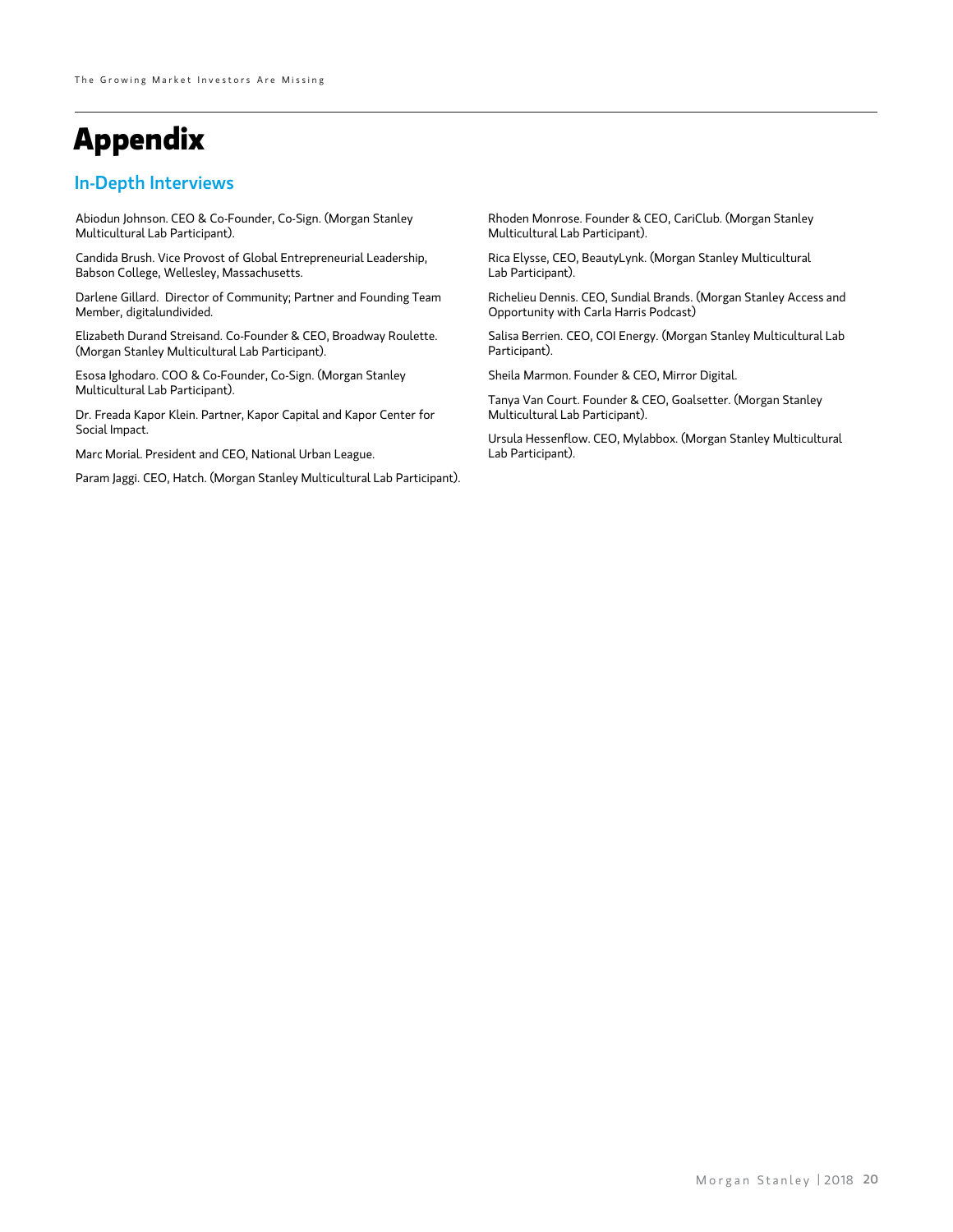# Appendix

## In-Depth Interviews

Abiodun Johnson. CEO & Co-Founder, Co-Sign. (Morgan Stanley Multicultural Lab Participant).

Candida Brush. Vice Provost of Global Entrepreneurial Leadership, Babson College, Wellesley, Massachusetts.

Darlene Gillard. Director of Community; Partner and Founding Team Member, digitalundivided.

Elizabeth Durand Streisand. Co-Founder & CEO, Broadway Roulette. (Morgan Stanley Multicultural Lab Participant).

Esosa Ighodaro. COO & Co-Founder, Co-Sign. (Morgan Stanley Multicultural Lab Participant).

Dr. Freada Kapor Klein. Partner, Kapor Capital and Kapor Center for Social Impact.

Marc Morial. President and CEO, National Urban League.

Param Jaggi. CEO, Hatch. (Morgan Stanley Multicultural Lab Participant).

Rhoden Monrose. Founder & CEO, CariClub. (Morgan Stanley Multicultural Lab Participant).

Rica Elysse, CEO, BeautyLynk. (Morgan Stanley Multicultural Lab Participant).

Richelieu Dennis. CEO, Sundial Brands. (Morgan Stanley Access and Opportunity with Carla Harris Podcast)

Salisa Berrien. CEO, COI Energy. (Morgan Stanley Multicultural Lab Participant).

Sheila Marmon. Founder & CEO, Mirror Digital.

Tanya Van Court. Founder & CEO, Goalsetter. (Morgan Stanley Multicultural Lab Participant).

Ursula Hessenflow. CEO, Mylabbox. (Morgan Stanley Multicultural Lab Participant).